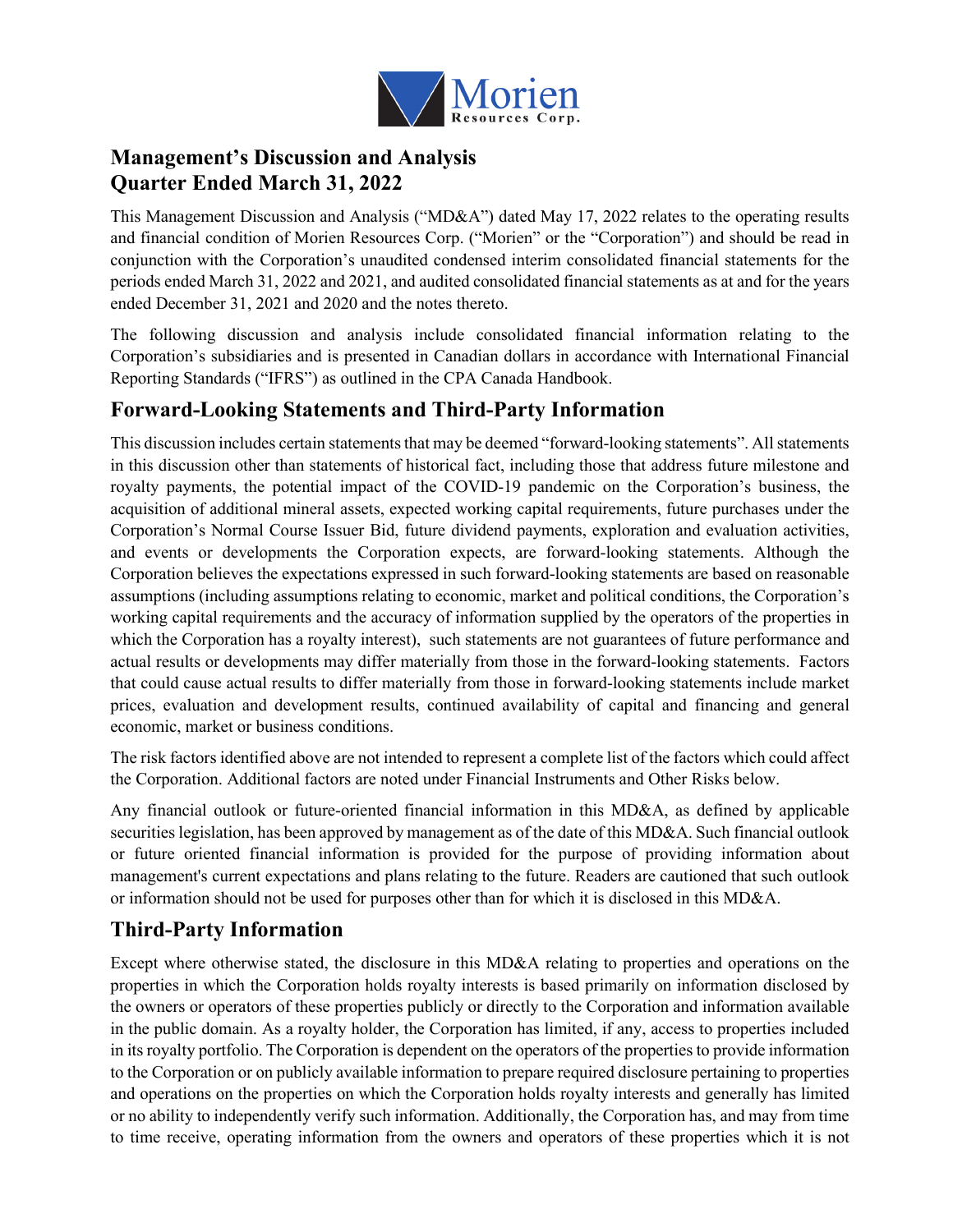# Management's Discussion and Analysis
# Quarter Ended March 31, 2022

This Management Discussion and Analysis ("MD&A") dated May 17, 2022 relates to the operating results and financial condition of Morien Resources Corp. ("Morien" or the "Corporation") and should be read in conjunction with the Corporation's unaudited condensed interim consolidated financial statements for the periods ended March 31, 2022 and 2021, and audited consolidated financial statements as at and for the years ended December 31, 2021 and 2020 and the notes thereto.

The following discussion and analysis include consolidated financial information relating to the Corporation's subsidiaries and is presented in Canadian dollars in accordance with International Financial Reporting Standards ("IFRS") as outlined in the CPA Canada Handbook.

## Forward-Looking Statements and Third-Party Information

This discussion includes certain statements that may be deemed "forward-looking statements". All statements in this discussion other than statements of historical fact, including those that address future milestone and royalty payments, the potential impact of the COVID-19 pandemic on the Corporation's business, the acquisition of additional mineral assets, expected working capital requirements, future purchases under the Corporation's Normal Course Issuer Bid, future dividend payments, exploration and evaluation activities, and events or developments the Corporation expects, are forward-looking statements. Although the Corporation believes the expectations expressed in such forward-looking statements are based on reasonable assumptions (including assumptions relating to economic, market and political conditions, the Corporation's working capital requirements and the accuracy of information supplied by the operators of the properties in which the Corporation has a royalty interest), such statements are not guarantees of future performance and actual results or developments may differ materially from those in the forward-looking statements. Factors that could cause actual results to differ materially from those in forward-looking statements include market prices, evaluation and development results, continued availability of capital and financing and general economic, market or business conditions.

The risk factors identified above are not intended to represent a complete list of the factors which could affect the Corporation. Additional factors are noted under Financial Instruments and Other Risks below.

Any financial outlook or future-oriented financial information in this MD&A, as defined by applicable securities legislation, has been approved by management as of the date of this MD&A. Such financial outlook or future oriented financial information is provided for the purpose of providing information about management's current expectations and plans relating to the future. Readers are cautioned that such outlook or information should not be used for purposes other than for which it is disclosed in this MD&A.

## Third-Party Information

Except where otherwise stated, the disclosure in this MD&A relating to properties and operations on the properties in which the Corporation holds royalty interests is based primarily on information disclosed by the owners or operators of these properties publicly or directly to the Corporation and information available in the public domain. As a royalty holder, the Corporation has limited, if any, access to properties included in its royalty portfolio. The Corporation is dependent on the operators of the properties to provide information to the Corporation or on publicly available information to prepare required disclosure pertaining to properties and operations on the properties on which the Corporation holds royalty interests and generally has limited or no ability to independently verify such information. Additionally, the Corporation has, and may from time to time receive, operating information from the owners and operators of these properties which it is not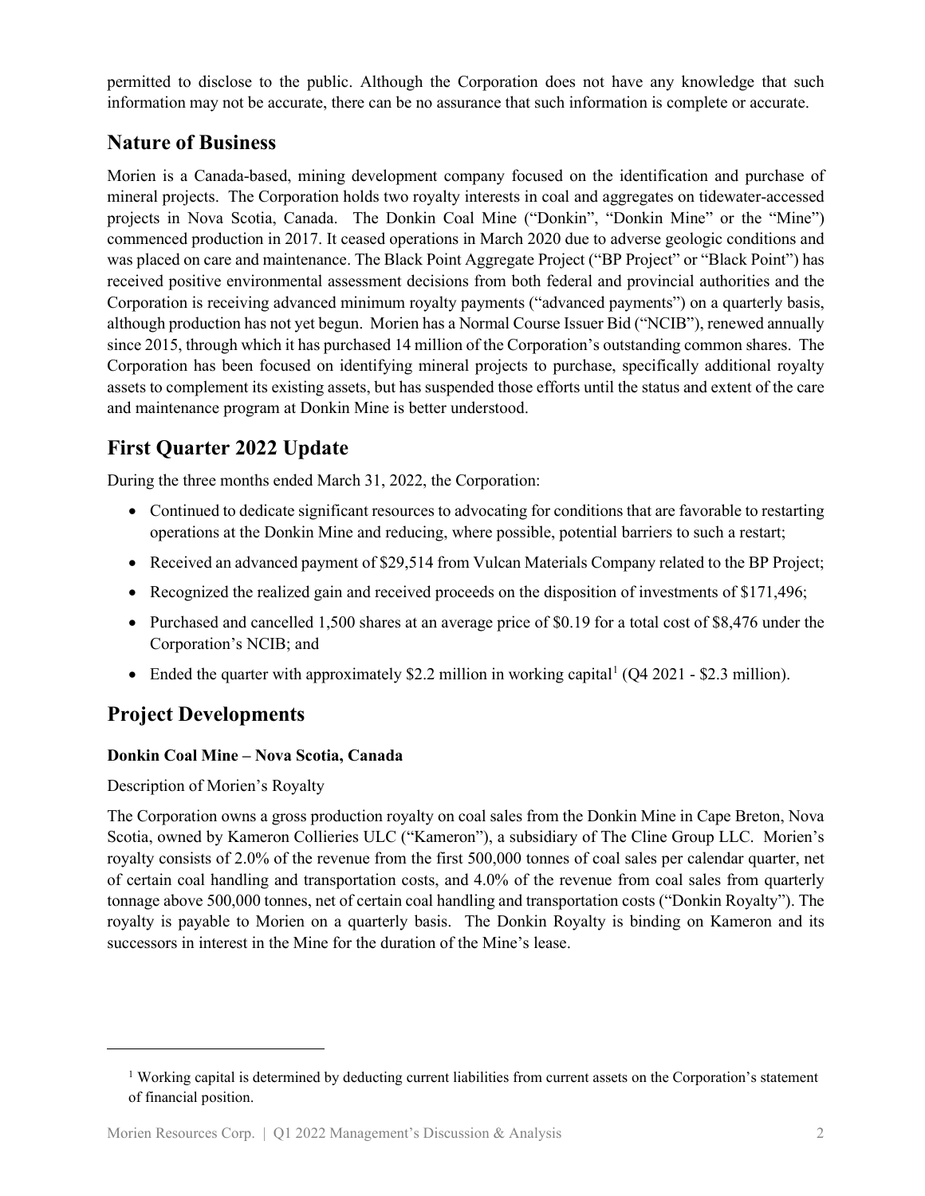permitted to disclose to the public. Although the Corporation does not have any knowledge that such information may not be accurate, there can be no assurance that such information is complete or accurate.

## Nature of Business

Morien is a Canada-based, mining development company focused on the identification and purchase of mineral projects. The Corporation holds two royalty interests in coal and aggregates on tidewater-accessed projects in Nova Scotia, Canada. The Donkin Coal Mine ("Donkin", "Donkin Mine" or the "Mine") commenced production in 2017. It ceased operations in March 2020 due to adverse geologic conditions and was placed on care and maintenance. The Black Point Aggregate Project ("BP Project" or "Black Point") has received positive environmental assessment decisions from both federal and provincial authorities and the Corporation is receiving advanced minimum royalty payments ("advanced payments") on a quarterly basis, although production has not yet begun. Morien has a Normal Course Issuer Bid ("NCIB"), renewed annually since 2015, through which it has purchased 14 million of the Corporation's outstanding common shares. The Corporation has been focused on identifying mineral projects to purchase, specifically additional royalty assets to complement its existing assets, but has suspended those efforts until the status and extent of the care and maintenance program at Donkin Mine is better understood.

## First Quarter 2022 Update

During the three months ended March 31, 2022, the Corporation:

- Continued to dedicate significant resources to advocating for conditions that are favorable to restarting operations at the Donkin Mine and reducing, where possible, potential barriers to such a restart;
- Received an advanced payment of $29,514 from Vulcan Materials Company related to the BP Project;
- Recognized the realized gain and received proceeds on the disposition of investments of $171,496;
- Purchased and cancelled 1,500 shares at an average price of $0.19 for a total cost of $8,476 under the Corporation's NCIB; and
- Ended the quarter with approximately $2.2 million in working capital[1] (Q4 2021 - $2.3 million).

## Project Developments

**Donkin Coal Mine – Nova Scotia, Canada**

Description of Morien's Royalty

The Corporation owns a gross production royalty on coal sales from the Donkin Mine in Cape Breton, Nova Scotia, owned by Kameron Collieries ULC ("Kameron"), a subsidiary of The Cline Group LLC. Morien's royalty consists of 2.0% of the revenue from the first 500,000 tonnes of coal sales per calendar quarter, net of certain coal handling and transportation costs, and 4.0% of the revenue from coal sales from quarterly tonnage above 500,000 tonnes, net of certain coal handling and transportation costs ("Donkin Royalty"). The royalty is payable to Morien on a quarterly basis. The Donkin Royalty is binding on Kameron and its successors in interest in the Mine for the duration of the Mine's lease.

[1] Working capital is determined by deducting current liabilities from current assets on the Corporation's statement of financial position.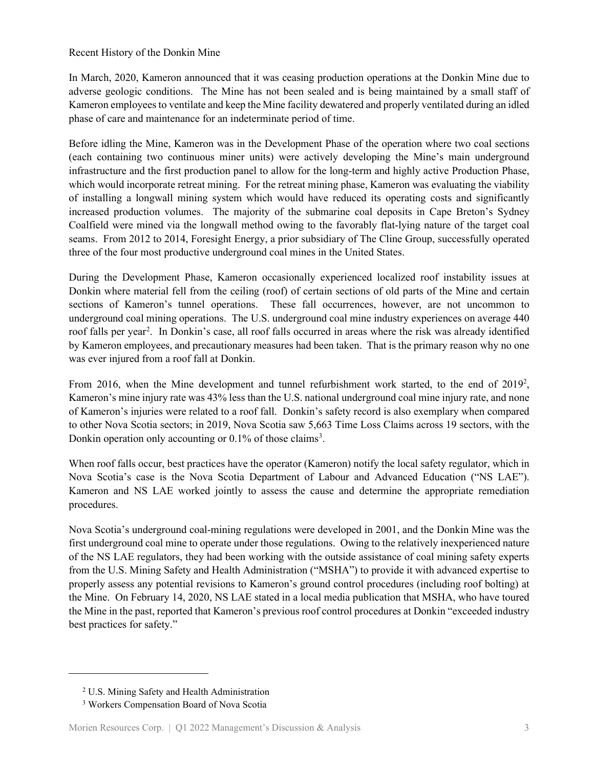Recent History of the Donkin Mine

In March, 2020, Kameron announced that it was ceasing production operations at the Donkin Mine due to adverse geologic conditions. The Mine has not been sealed and is being maintained by a small staff of Kameron employees to ventilate and keep the Mine facility dewatered and properly ventilated during an idled phase of care and maintenance for an indeterminate period of time.

Before idling the Mine, Kameron was in the Development Phase of the operation where two coal sections (each containing two continuous miner units) were actively developing the Mine's main underground infrastructure and the first production panel to allow for the long-term and highly active Production Phase, which would incorporate retreat mining. For the retreat mining phase, Kameron was evaluating the viability of installing a longwall mining system which would have reduced its operating costs and significantly increased production volumes. The majority of the submarine coal deposits in Cape Breton's Sydney Coalfield were mined via the longwall method owing to the favorably flat-lying nature of the target coal seams. From 2012 to 2014, Foresight Energy, a prior subsidiary of The Cline Group, successfully operated three of the four most productive underground coal mines in the United States.

During the Development Phase, Kameron occasionally experienced localized roof instability issues at Donkin where material fell from the ceiling (roof) of certain sections of old parts of the Mine and certain sections of Kameron's tunnel operations. These fall occurrences, however, are not uncommon to underground coal mining operations. The U.S. underground coal mine industry experiences on average 440 roof falls per year[2]. In Donkin's case, all roof falls occurred in areas where the risk was already identified by Kameron employees, and precautionary measures had been taken. That is the primary reason why no one was ever injured from a roof fall at Donkin.

From 2016, when the Mine development and tunnel refurbishment work started, to the end of 2019[2], Kameron's mine injury rate was 43% less than the U.S. national underground coal mine injury rate, and none of Kameron's injuries were related to a roof fall. Donkin's safety record is also exemplary when compared to other Nova Scotia sectors; in 2019, Nova Scotia saw 5,663 Time Loss Claims across 19 sectors, with the Donkin operation only accounting or 0.1% of those claims[3].

When roof falls occur, best practices have the operator (Kameron) notify the local safety regulator, which in Nova Scotia's case is the Nova Scotia Department of Labour and Advanced Education ("NS LAE"). Kameron and NS LAE worked jointly to assess the cause and determine the appropriate remediation procedures.

Nova Scotia's underground coal-mining regulations were developed in 2001, and the Donkin Mine was the first underground coal mine to operate under those regulations. Owing to the relatively inexperienced nature of the NS LAE regulators, they had been working with the outside assistance of coal mining safety experts from the U.S. Mining Safety and Health Administration ("MSHA") to provide it with advanced expertise to properly assess any potential revisions to Kameron's ground control procedures (including roof bolting) at the Mine. On February 14, 2020, NS LAE stated in a local media publication that MSHA, who have toured the Mine in the past, reported that Kameron's previous roof control procedures at Donkin "exceeded industry best practices for safety."

---

[2] U.S. Mining Safety and Health Administration

[3] Workers Compensation Board of Nova Scotia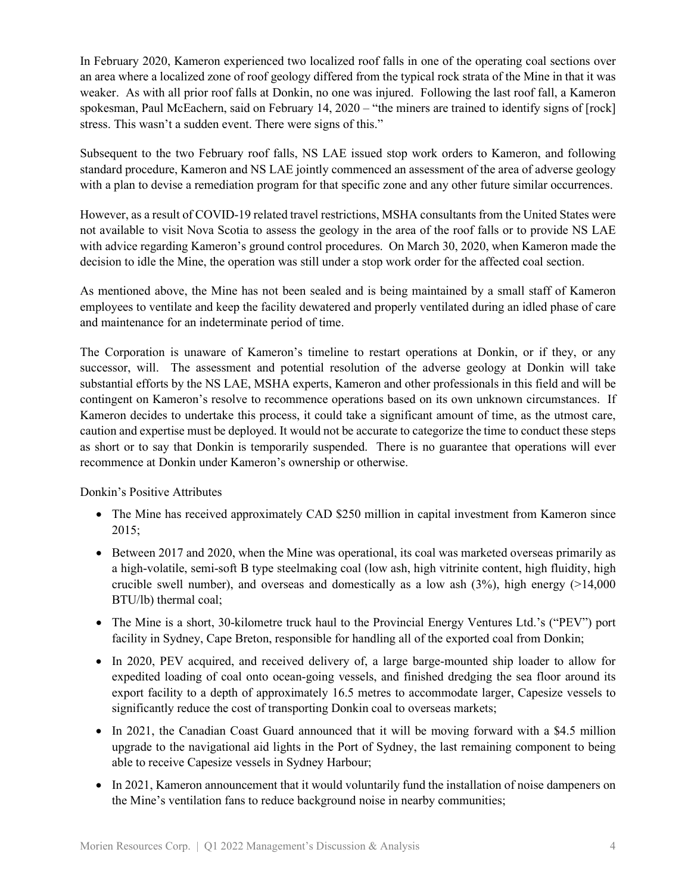In February 2020, Kameron experienced two localized roof falls in one of the operating coal sections over an area where a localized zone of roof geology differed from the typical rock strata of the Mine in that it was weaker. As with all prior roof falls at Donkin, no one was injured. Following the last roof fall, a Kameron spokesman, Paul McEachern, said on February 14, 2020 – "the miners are trained to identify signs of [rock] stress. This wasn't a sudden event. There were signs of this."

Subsequent to the two February roof falls, NS LAE issued stop work orders to Kameron, and following standard procedure, Kameron and NS LAE jointly commenced an assessment of the area of adverse geology with a plan to devise a remediation program for that specific zone and any other future similar occurrences.

However, as a result of COVID-19 related travel restrictions, MSHA consultants from the United States were not available to visit Nova Scotia to assess the geology in the area of the roof falls or to provide NS LAE with advice regarding Kameron's ground control procedures. On March 30, 2020, when Kameron made the decision to idle the Mine, the operation was still under a stop work order for the affected coal section.

As mentioned above, the Mine has not been sealed and is being maintained by a small staff of Kameron employees to ventilate and keep the facility dewatered and properly ventilated during an idled phase of care and maintenance for an indeterminate period of time.

The Corporation is unaware of Kameron's timeline to restart operations at Donkin, or if they, or any successor, will. The assessment and potential resolution of the adverse geology at Donkin will take substantial efforts by the NS LAE, MSHA experts, Kameron and other professionals in this field and will be contingent on Kameron's resolve to recommence operations based on its own unknown circumstances. If Kameron decides to undertake this process, it could take a significant amount of time, as the utmost care, caution and expertise must be deployed. It would not be accurate to categorize the time to conduct these steps as short or to say that Donkin is temporarily suspended. There is no guarantee that operations will ever recommence at Donkin under Kameron's ownership or otherwise.

Donkin's Positive Attributes

- The Mine has received approximately CAD $250 million in capital investment from Kameron since 2015;
- Between 2017 and 2020, when the Mine was operational, its coal was marketed overseas primarily as a high-volatile, semi-soft B type steelmaking coal (low ash, high vitrinite content, high fluidity, high crucible swell number), and overseas and domestically as a low ash (3%), high energy (>14,000 BTU/lb) thermal coal;
- The Mine is a short, 30-kilometre truck haul to the Provincial Energy Ventures Ltd.'s ("PEV") port facility in Sydney, Cape Breton, responsible for handling all of the exported coal from Donkin;
- In 2020, PEV acquired, and received delivery of, a large barge-mounted ship loader to allow for expedited loading of coal onto ocean-going vessels, and finished dredging the sea floor around its export facility to a depth of approximately 16.5 metres to accommodate larger, Capesize vessels to significantly reduce the cost of transporting Donkin coal to overseas markets;
- In 2021, the Canadian Coast Guard announced that it will be moving forward with a $4.5 million upgrade to the navigational aid lights in the Port of Sydney, the last remaining component to being able to receive Capesize vessels in Sydney Harbour;
- In 2021, Kameron announcement that it would voluntarily fund the installation of noise dampeners on the Mine's ventilation fans to reduce background noise in nearby communities;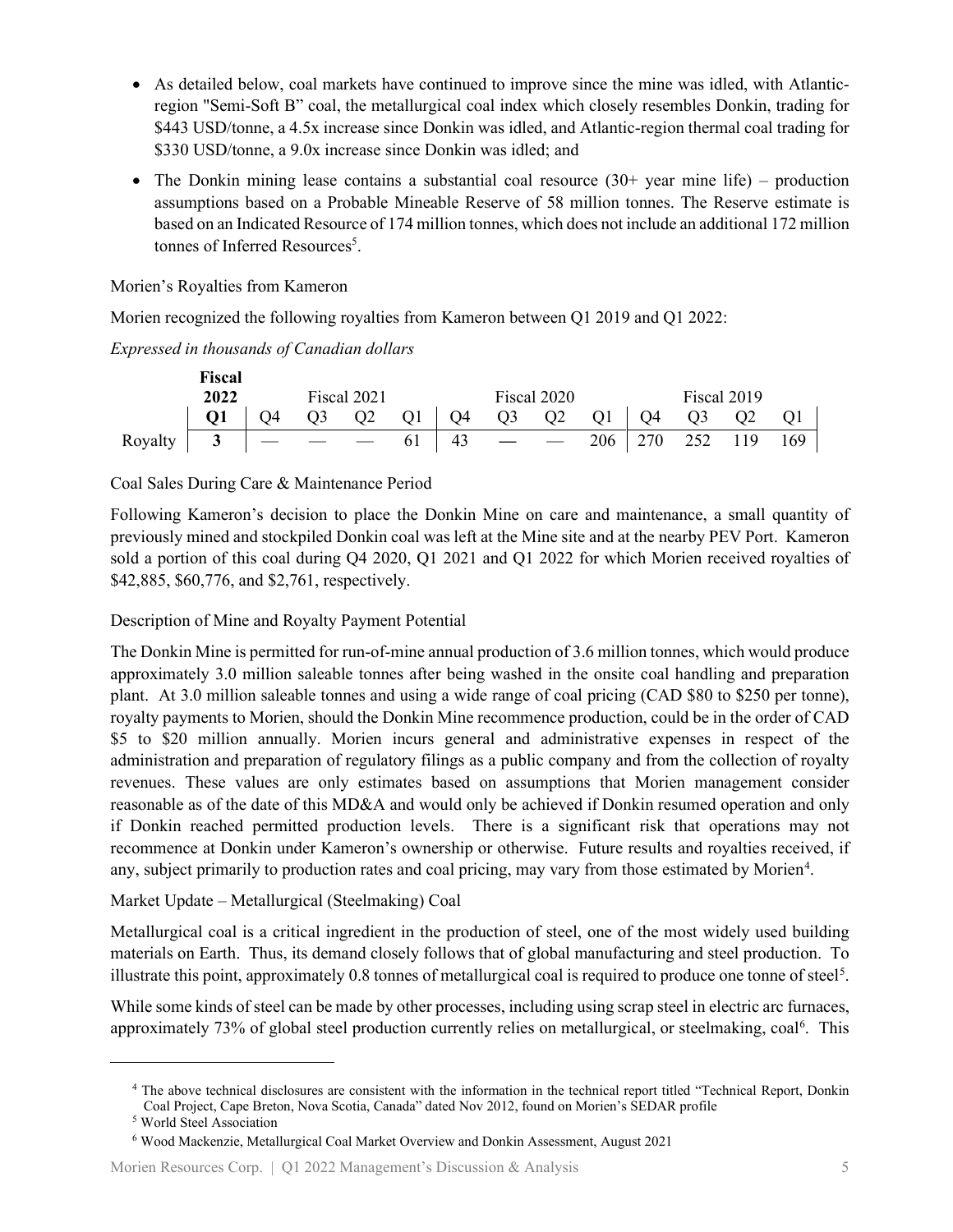- As detailed below, coal markets have continued to improve since the mine was idled, with Atlantic-region "Semi-Soft B" coal, the metallurgical coal index which closely resembles Donkin, trading for $443 USD/tonne, a 4.5x increase since Donkin was idled, and Atlantic-region thermal coal trading for $330 USD/tonne, a 9.0x increase since Donkin was idled; and
- The Donkin mining lease contains a substantial coal resource (30+ year mine life) – production assumptions based on a Probable Mineable Reserve of 58 million tonnes. The Reserve estimate is based on an Indicated Resource of 174 million tonnes, which does not include an additional 172 million tonnes of Inferred Resources[5].

Morien's Royalties from Kameron

Morien recognized the following royalties from Kameron between Q1 2019 and Q1 2022:

*Expressed in thousands of Canadian dollars*

| | **Fiscal 2022** | Fiscal 2021 | | | | Fiscal 2020 | | | | Fiscal 2019 | | | |
|---|---|---|---|---|---|---|---|---|---|---|---|---|---|
| | **Q1** | Q4 | Q3 | Q2 | Q1 | Q4 | Q3 | Q2 | Q1 | Q4 | Q3 | Q2 | Q1 |
| Royalty | **3** | — | — | — | 61 | 43 | — | — | 206 | 270 | 252 | 119 | 169 |

Coal Sales During Care & Maintenance Period

Following Kameron's decision to place the Donkin Mine on care and maintenance, a small quantity of previously mined and stockpiled Donkin coal was left at the Mine site and at the nearby PEV Port. Kameron sold a portion of this coal during Q4 2020, Q1 2021 and Q1 2022 for which Morien received royalties of $42,885, $60,776, and $2,761, respectively.

Description of Mine and Royalty Payment Potential

The Donkin Mine is permitted for run-of-mine annual production of 3.6 million tonnes, which would produce approximately 3.0 million saleable tonnes after being washed in the onsite coal handling and preparation plant. At 3.0 million saleable tonnes and using a wide range of coal pricing (CAD $80 to $250 per tonne), royalty payments to Morien, should the Donkin Mine recommence production, could be in the order of CAD $5 to $20 million annually. Morien incurs general and administrative expenses in respect of the administration and preparation of regulatory filings as a public company and from the collection of royalty revenues. These values are only estimates based on assumptions that Morien management consider reasonable as of the date of this MD&A and would only be achieved if Donkin resumed operation and only if Donkin reached permitted production levels. There is a significant risk that operations may not recommence at Donkin under Kameron's ownership or otherwise. Future results and royalties received, if any, subject primarily to production rates and coal pricing, may vary from those estimated by Morien[4].

Market Update – Metallurgical (Steelmaking) Coal

Metallurgical coal is a critical ingredient in the production of steel, one of the most widely used building materials on Earth. Thus, its demand closely follows that of global manufacturing and steel production. To illustrate this point, approximately 0.8 tonnes of metallurgical coal is required to produce one tonne of steel[5].

While some kinds of steel can be made by other processes, including using scrap steel in electric arc furnaces, approximately 73% of global steel production currently relies on metallurgical, or steelmaking, coal[6]. This

---

[4] The above technical disclosures are consistent with the information in the technical report titled "Technical Report, Donkin Coal Project, Cape Breton, Nova Scotia, Canada" dated Nov 2012, found on Morien's SEDAR profile

[5] World Steel Association

[6] Wood Mackenzie, Metallurgical Coal Market Overview and Donkin Assessment, August 2021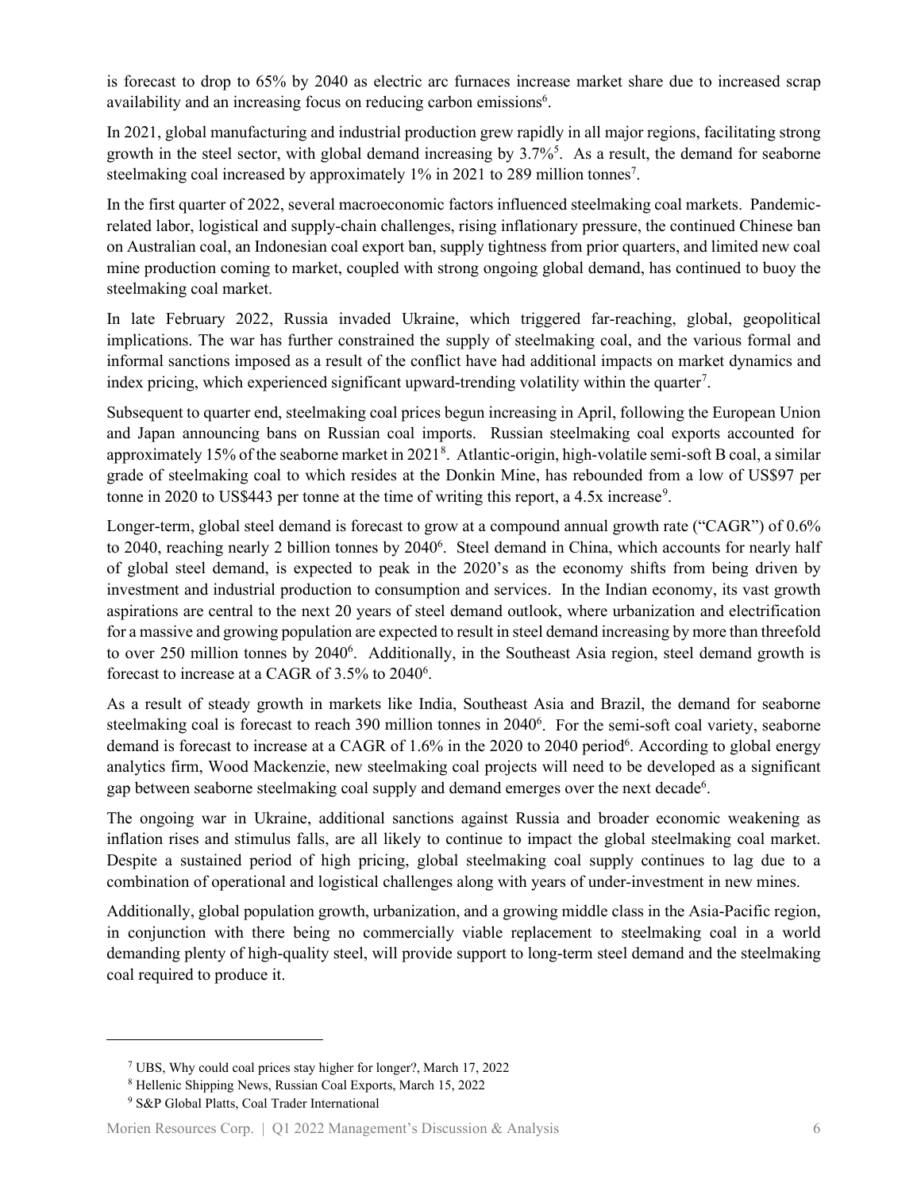is forecast to drop to 65% by 2040 as electric arc furnaces increase market share due to increased scrap availability and an increasing focus on reducing carbon emissions[6].

In 2021, global manufacturing and industrial production grew rapidly in all major regions, facilitating strong growth in the steel sector, with global demand increasing by 3.7%[5]. As a result, the demand for seaborne steelmaking coal increased by approximately 1% in 2021 to 289 million tonnes[7].

In the first quarter of 2022, several macroeconomic factors influenced steelmaking coal markets. Pandemic-related labor, logistical and supply-chain challenges, rising inflationary pressure, the continued Chinese ban on Australian coal, an Indonesian coal export ban, supply tightness from prior quarters, and limited new coal mine production coming to market, coupled with strong ongoing global demand, has continued to buoy the steelmaking coal market.

In late February 2022, Russia invaded Ukraine, which triggered far-reaching, global, geopolitical implications. The war has further constrained the supply of steelmaking coal, and the various formal and informal sanctions imposed as a result of the conflict have had additional impacts on market dynamics and index pricing, which experienced significant upward-trending volatility within the quarter[7].

Subsequent to quarter end, steelmaking coal prices begun increasing in April, following the European Union and Japan announcing bans on Russian coal imports. Russian steelmaking coal exports accounted for approximately 15% of the seaborne market in 2021[8]. Atlantic-origin, high-volatile semi-soft B coal, a similar grade of steelmaking coal to which resides at the Donkin Mine, has rebounded from a low of US$97 per tonne in 2020 to US$443 per tonne at the time of writing this report, a 4.5x increase[9].

Longer-term, global steel demand is forecast to grow at a compound annual growth rate ("CAGR") of 0.6% to 2040, reaching nearly 2 billion tonnes by 2040[6]. Steel demand in China, which accounts for nearly half of global steel demand, is expected to peak in the 2020's as the economy shifts from being driven by investment and industrial production to consumption and services. In the Indian economy, its vast growth aspirations are central to the next 20 years of steel demand outlook, where urbanization and electrification for a massive and growing population are expected to result in steel demand increasing by more than threefold to over 250 million tonnes by 2040[6]. Additionally, in the Southeast Asia region, steel demand growth is forecast to increase at a CAGR of 3.5% to 2040[6].

As a result of steady growth in markets like India, Southeast Asia and Brazil, the demand for seaborne steelmaking coal is forecast to reach 390 million tonnes in 2040[6]. For the semi-soft coal variety, seaborne demand is forecast to increase at a CAGR of 1.6% in the 2020 to 2040 period[6]. According to global energy analytics firm, Wood Mackenzie, new steelmaking coal projects will need to be developed as a significant gap between seaborne steelmaking coal supply and demand emerges over the next decade[6].

The ongoing war in Ukraine, additional sanctions against Russia and broader economic weakening as inflation rises and stimulus falls, are all likely to continue to impact the global steelmaking coal market. Despite a sustained period of high pricing, global steelmaking coal supply continues to lag due to a combination of operational and logistical challenges along with years of under-investment in new mines.

Additionally, global population growth, urbanization, and a growing middle class in the Asia-Pacific region, in conjunction with there being no commercially viable replacement to steelmaking coal in a world demanding plenty of high-quality steel, will provide support to long-term steel demand and the steelmaking coal required to produce it.

---

[7] UBS, Why could coal prices stay higher for longer?, March 17, 2022

[8] Hellenic Shipping News, Russian Coal Exports, March 15, 2022

[9] S&P Global Platts, Coal Trader International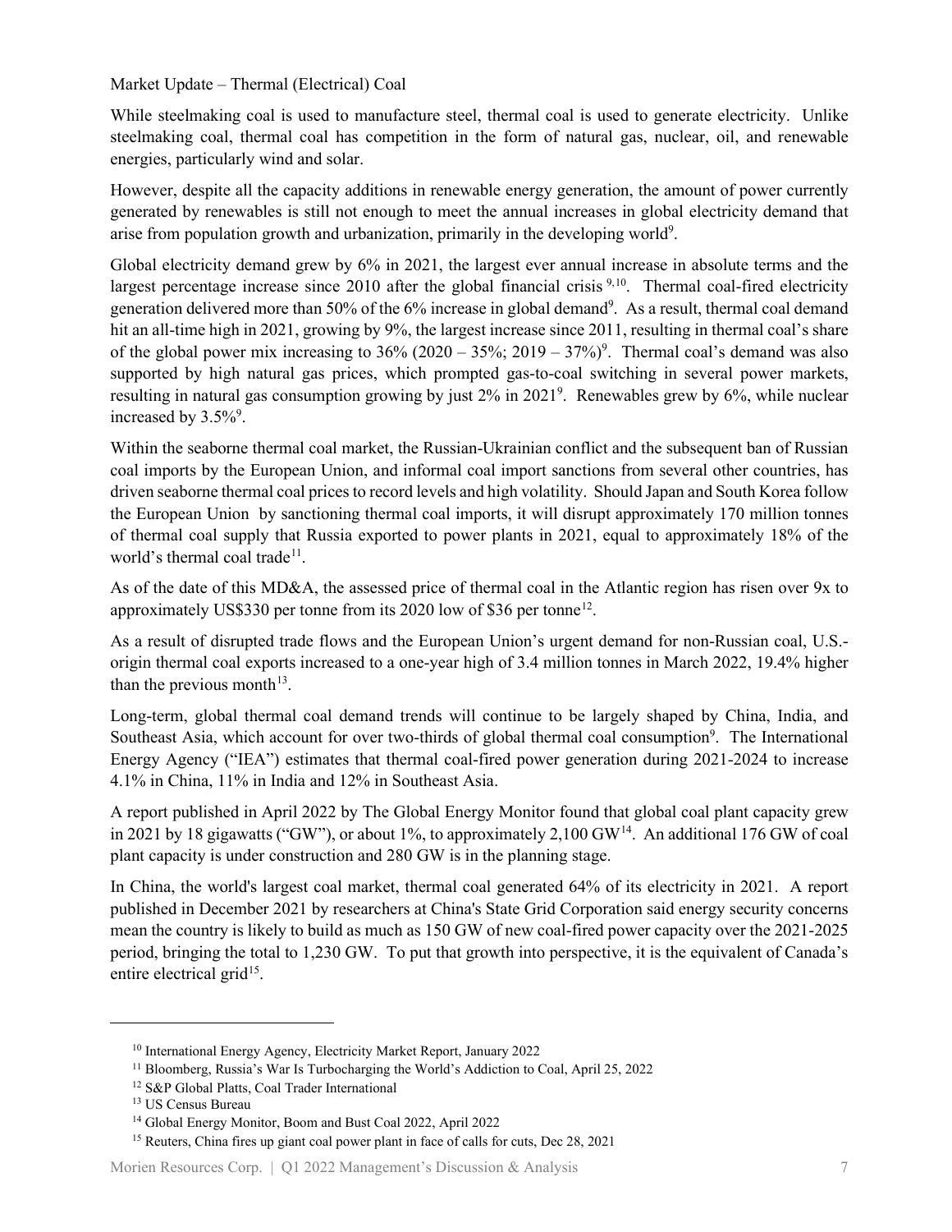Market Update – Thermal (Electrical) Coal

While steelmaking coal is used to manufacture steel, thermal coal is used to generate electricity. Unlike steelmaking coal, thermal coal has competition in the form of natural gas, nuclear, oil, and renewable energies, particularly wind and solar.

However, despite all the capacity additions in renewable energy generation, the amount of power currently generated by renewables is still not enough to meet the annual increases in global electricity demand that arise from population growth and urbanization, primarily in the developing world[9].

Global electricity demand grew by 6% in 2021, the largest ever annual increase in absolute terms and the largest percentage increase since 2010 after the global financial crisis [9,10]. Thermal coal-fired electricity generation delivered more than 50% of the 6% increase in global demand[9]. As a result, thermal coal demand hit an all-time high in 2021, growing by 9%, the largest increase since 2011, resulting in thermal coal's share of the global power mix increasing to 36% (2020 – 35%; 2019 – 37%)[9]. Thermal coal's demand was also supported by high natural gas prices, which prompted gas-to-coal switching in several power markets, resulting in natural gas consumption growing by just 2% in 2021[9]. Renewables grew by 6%, while nuclear increased by 3.5%[9].

Within the seaborne thermal coal market, the Russian-Ukrainian conflict and the subsequent ban of Russian coal imports by the European Union, and informal coal import sanctions from several other countries, has driven seaborne thermal coal prices to record levels and high volatility. Should Japan and South Korea follow the European Union by sanctioning thermal coal imports, it will disrupt approximately 170 million tonnes of thermal coal supply that Russia exported to power plants in 2021, equal to approximately 18% of the world's thermal coal trade[11].

As of the date of this MD&A, the assessed price of thermal coal in the Atlantic region has risen over 9x to approximately US$330 per tonne from its 2020 low of $36 per tonne[12].

As a result of disrupted trade flows and the European Union's urgent demand for non-Russian coal, U.S.-origin thermal coal exports increased to a one-year high of 3.4 million tonnes in March 2022, 19.4% higher than the previous month[13].

Long-term, global thermal coal demand trends will continue to be largely shaped by China, India, and Southeast Asia, which account for over two-thirds of global thermal coal consumption[9]. The International Energy Agency ("IEA") estimates that thermal coal-fired power generation during 2021-2024 to increase 4.1% in China, 11% in India and 12% in Southeast Asia.

A report published in April 2022 by The Global Energy Monitor found that global coal plant capacity grew in 2021 by 18 gigawatts ("GW"), or about 1%, to approximately 2,100 GW[14]. An additional 176 GW of coal plant capacity is under construction and 280 GW is in the planning stage.

In China, the world's largest coal market, thermal coal generated 64% of its electricity in 2021. A report published in December 2021 by researchers at China's State Grid Corporation said energy security concerns mean the country is likely to build as much as 150 GW of new coal-fired power capacity over the 2021-2025 period, bringing the total to 1,230 GW. To put that growth into perspective, it is the equivalent of Canada's entire electrical grid[15].

---

[10] International Energy Agency, Electricity Market Report, January 2022

[11] Bloomberg, Russia's War Is Turbocharging the World's Addiction to Coal, April 25, 2022

[12] S&P Global Platts, Coal Trader International

[13] US Census Bureau

[14] Global Energy Monitor, Boom and Bust Coal 2022, April 2022

[15] Reuters, China fires up giant coal power plant in face of calls for cuts, Dec 28, 2021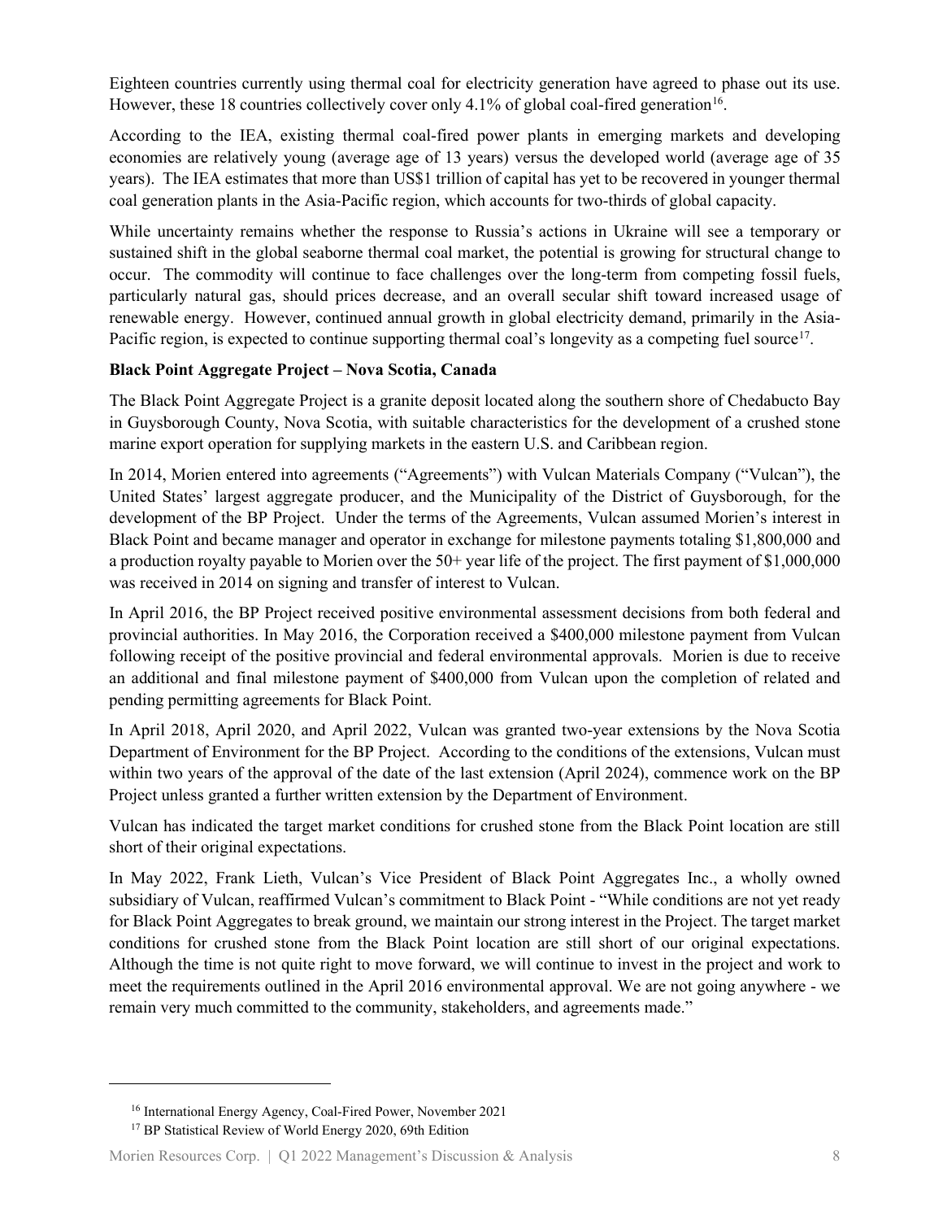Eighteen countries currently using thermal coal for electricity generation have agreed to phase out its use. However, these 18 countries collectively cover only 4.1% of global coal-fired generation[16].

According to the IEA, existing thermal coal-fired power plants in emerging markets and developing economies are relatively young (average age of 13 years) versus the developed world (average age of 35 years). The IEA estimates that more than US$1 trillion of capital has yet to be recovered in younger thermal coal generation plants in the Asia-Pacific region, which accounts for two-thirds of global capacity.

While uncertainty remains whether the response to Russia's actions in Ukraine will see a temporary or sustained shift in the global seaborne thermal coal market, the potential is growing for structural change to occur. The commodity will continue to face challenges over the long-term from competing fossil fuels, particularly natural gas, should prices decrease, and an overall secular shift toward increased usage of renewable energy. However, continued annual growth in global electricity demand, primarily in the Asia-Pacific region, is expected to continue supporting thermal coal's longevity as a competing fuel source[17].

**Black Point Aggregate Project – Nova Scotia, Canada**

The Black Point Aggregate Project is a granite deposit located along the southern shore of Chedabucto Bay in Guysborough County, Nova Scotia, with suitable characteristics for the development of a crushed stone marine export operation for supplying markets in the eastern U.S. and Caribbean region.

In 2014, Morien entered into agreements ("Agreements") with Vulcan Materials Company ("Vulcan"), the United States' largest aggregate producer, and the Municipality of the District of Guysborough, for the development of the BP Project. Under the terms of the Agreements, Vulcan assumed Morien's interest in Black Point and became manager and operator in exchange for milestone payments totaling $1,800,000 and a production royalty payable to Morien over the 50+ year life of the project. The first payment of $1,000,000 was received in 2014 on signing and transfer of interest to Vulcan.

In April 2016, the BP Project received positive environmental assessment decisions from both federal and provincial authorities. In May 2016, the Corporation received a $400,000 milestone payment from Vulcan following receipt of the positive provincial and federal environmental approvals. Morien is due to receive an additional and final milestone payment of $400,000 from Vulcan upon the completion of related and pending permitting agreements for Black Point.

In April 2018, April 2020, and April 2022, Vulcan was granted two-year extensions by the Nova Scotia Department of Environment for the BP Project. According to the conditions of the extensions, Vulcan must within two years of the approval of the date of the last extension (April 2024), commence work on the BP Project unless granted a further written extension by the Department of Environment.

Vulcan has indicated the target market conditions for crushed stone from the Black Point location are still short of their original expectations.

In May 2022, Frank Lieth, Vulcan's Vice President of Black Point Aggregates Inc., a wholly owned subsidiary of Vulcan, reaffirmed Vulcan's commitment to Black Point - "While conditions are not yet ready for Black Point Aggregates to break ground, we maintain our strong interest in the Project. The target market conditions for crushed stone from the Black Point location are still short of our original expectations. Although the time is not quite right to move forward, we will continue to invest in the project and work to meet the requirements outlined in the April 2016 environmental approval. We are not going anywhere - we remain very much committed to the community, stakeholders, and agreements made."

[16] International Energy Agency, Coal-Fired Power, November 2021

[17] BP Statistical Review of World Energy 2020, 69th Edition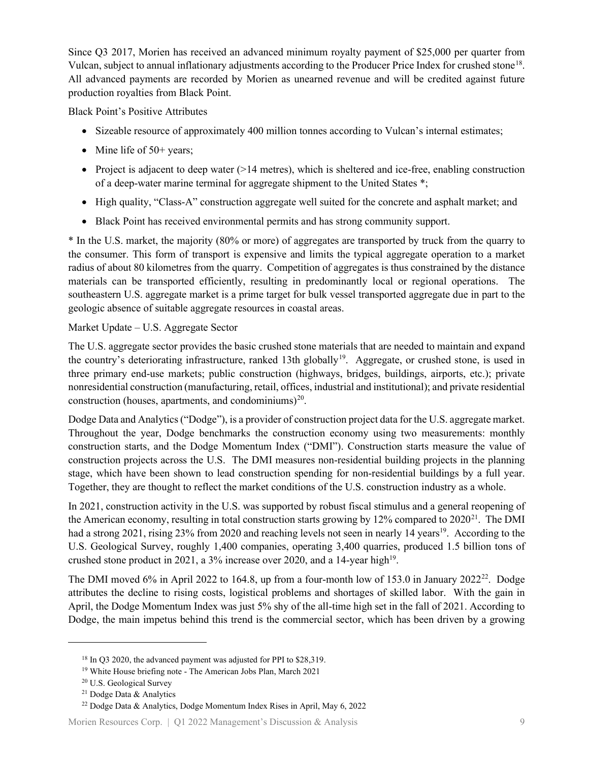Since Q3 2017, Morien has received an advanced minimum royalty payment of $25,000 per quarter from Vulcan, subject to annual inflationary adjustments according to the Producer Price Index for crushed stone[18]. All advanced payments are recorded by Morien as unearned revenue and will be credited against future production royalties from Black Point.

Black Point's Positive Attributes

- Sizeable resource of approximately 400 million tonnes according to Vulcan's internal estimates;
- Mine life of 50+ years;
- Project is adjacent to deep water (>14 metres), which is sheltered and ice-free, enabling construction of a deep-water marine terminal for aggregate shipment to the United States *;
- High quality, "Class-A" construction aggregate well suited for the concrete and asphalt market; and
- Black Point has received environmental permits and has strong community support.

* In the U.S. market, the majority (80% or more) of aggregates are transported by truck from the quarry to the consumer. This form of transport is expensive and limits the typical aggregate operation to a market radius of about 80 kilometres from the quarry. Competition of aggregates is thus constrained by the distance materials can be transported efficiently, resulting in predominantly local or regional operations. The southeastern U.S. aggregate market is a prime target for bulk vessel transported aggregate due in part to the geologic absence of suitable aggregate resources in coastal areas.

Market Update – U.S. Aggregate Sector

The U.S. aggregate sector provides the basic crushed stone materials that are needed to maintain and expand the country's deteriorating infrastructure, ranked 13th globally[19]. Aggregate, or crushed stone, is used in three primary end-use markets; public construction (highways, bridges, buildings, airports, etc.); private nonresidential construction (manufacturing, retail, offices, industrial and institutional); and private residential construction (houses, apartments, and condominiums)[20].

Dodge Data and Analytics ("Dodge"), is a provider of construction project data for the U.S. aggregate market. Throughout the year, Dodge benchmarks the construction economy using two measurements: monthly construction starts, and the Dodge Momentum Index ("DMI"). Construction starts measure the value of construction projects across the U.S. The DMI measures non-residential building projects in the planning stage, which have been shown to lead construction spending for non-residential buildings by a full year. Together, they are thought to reflect the market conditions of the U.S. construction industry as a whole.

In 2021, construction activity in the U.S. was supported by robust fiscal stimulus and a general reopening of the American economy, resulting in total construction starts growing by 12% compared to 2020[21]. The DMI had a strong 2021, rising 23% from 2020 and reaching levels not seen in nearly 14 years[19]. According to the U.S. Geological Survey, roughly 1,400 companies, operating 3,400 quarries, produced 1.5 billion tons of crushed stone product in 2021, a 3% increase over 2020, and a 14-year high[19].

The DMI moved 6% in April 2022 to 164.8, up from a four-month low of 153.0 in January 2022[22]. Dodge attributes the decline to rising costs, logistical problems and shortages of skilled labor. With the gain in April, the Dodge Momentum Index was just 5% shy of the all-time high set in the fall of 2021. According to Dodge, the main impetus behind this trend is the commercial sector, which has been driven by a growing

---

[18] In Q3 2020, the advanced payment was adjusted for PPI to $28,319.

[19] White House briefing note - The American Jobs Plan, March 2021

[20] U.S. Geological Survey

[21] Dodge Data & Analytics

[22] Dodge Data & Analytics, Dodge Momentum Index Rises in April, May 6, 2022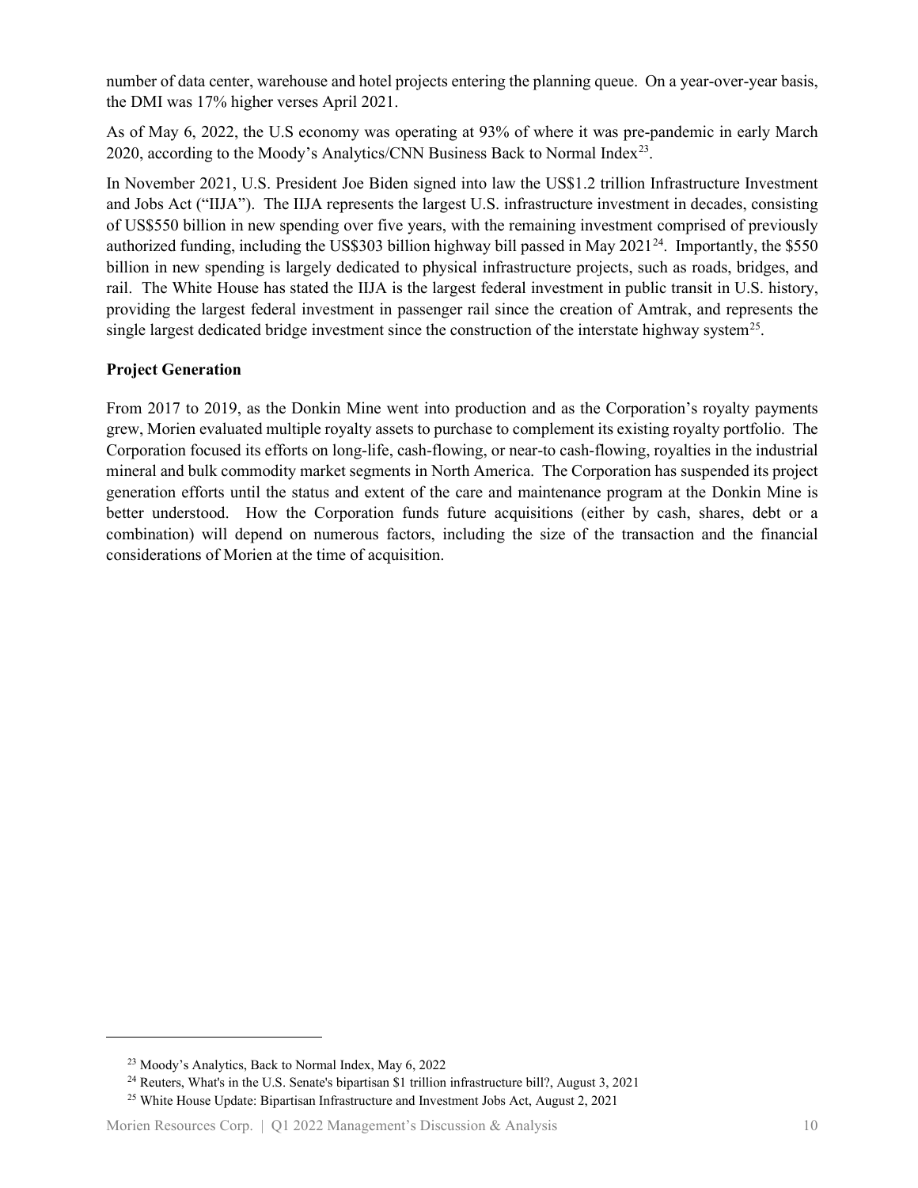number of data center, warehouse and hotel projects entering the planning queue. On a year-over-year basis, the DMI was 17% higher verses April 2021.

As of May 6, 2022, the U.S economy was operating at 93% of where it was pre-pandemic in early March 2020, according to the Moody's Analytics/CNN Business Back to Normal Index[23].

In November 2021, U.S. President Joe Biden signed into law the US$1.2 trillion Infrastructure Investment and Jobs Act ("IIJA"). The IIJA represents the largest U.S. infrastructure investment in decades, consisting of US$550 billion in new spending over five years, with the remaining investment comprised of previously authorized funding, including the US$303 billion highway bill passed in May 2021[24]. Importantly, the $550 billion in new spending is largely dedicated to physical infrastructure projects, such as roads, bridges, and rail. The White House has stated the IIJA is the largest federal investment in public transit in U.S. history, providing the largest federal investment in passenger rail since the creation of Amtrak, and represents the single largest dedicated bridge investment since the construction of the interstate highway system[25].

**Project Generation**

From 2017 to 2019, as the Donkin Mine went into production and as the Corporation's royalty payments grew, Morien evaluated multiple royalty assets to purchase to complement its existing royalty portfolio. The Corporation focused its efforts on long-life, cash-flowing, or near-to cash-flowing, royalties in the industrial mineral and bulk commodity market segments in North America. The Corporation has suspended its project generation efforts until the status and extent of the care and maintenance program at the Donkin Mine is better understood. How the Corporation funds future acquisitions (either by cash, shares, debt or a combination) will depend on numerous factors, including the size of the transaction and the financial considerations of Morien at the time of acquisition.

---

[23] Moody's Analytics, Back to Normal Index, May 6, 2022

[24] Reuters, What's in the U.S. Senate's bipartisan $1 trillion infrastructure bill?, August 3, 2021

[25] White House Update: Bipartisan Infrastructure and Investment Jobs Act, August 2, 2021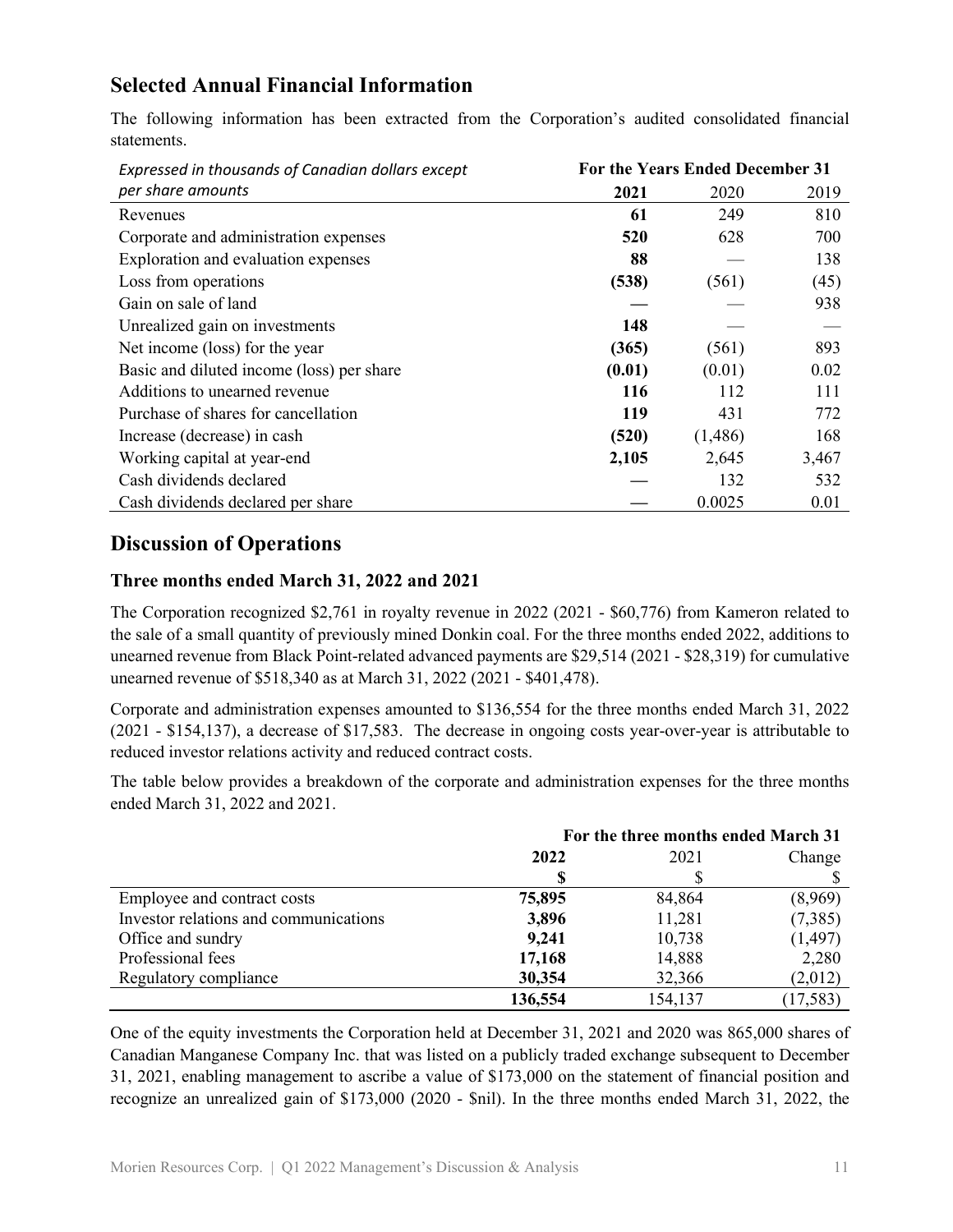## Selected Annual Financial Information

The following information has been extracted from the Corporation's audited consolidated financial statements.

| *Expressed in thousands of Canadian dollars except per share amounts* | For the Years Ended December 31 | | |
|---|---|---|---|
| | **2021** | 2020 | 2019 |
| Revenues | **61** | 249 | 810 |
| Corporate and administration expenses | **520** | 628 | 700 |
| Exploration and evaluation expenses | **88** | — | 138 |
| Loss from operations | **(538)** | (561) | (45) |
| Gain on sale of land | **—** | — | 938 |
| Unrealized gain on investments | **148** | — | — |
| Net income (loss) for the year | **(365)** | (561) | 893 |
| Basic and diluted income (loss) per share | **(0.01)** | (0.01) | 0.02 |
| Additions to unearned revenue | **116** | 112 | 111 |
| Purchase of shares for cancellation | **119** | 431 | 772 |
| Increase (decrease) in cash | **(520)** | (1,486) | 168 |
| Working capital at year-end | **2,105** | 2,645 | 3,467 |
| Cash dividends declared | — | 132 | 532 |
| Cash dividends declared per share | — | 0.0025 | 0.01 |

## Discussion of Operations

### Three months ended March 31, 2022 and 2021

The Corporation recognized $2,761 in royalty revenue in 2022 (2021 - $60,776) from Kameron related to the sale of a small quantity of previously mined Donkin coal. For the three months ended 2022, additions to unearned revenue from Black Point-related advanced payments are $29,514 (2021 - $28,319) for cumulative unearned revenue of $518,340 as at March 31, 2022 (2021 - $401,478).

Corporate and administration expenses amounted to $136,554 for the three months ended March 31, 2022 (2021 - $154,137), a decrease of $17,583. The decrease in ongoing costs year-over-year is attributable to reduced investor relations activity and reduced contract costs.

The table below provides a breakdown of the corporate and administration expenses for the three months ended March 31, 2022 and 2021.

| | For the three months ended March 31 | | |
|---|---|---|---|
| | **2022** | 2021 | Change |
| | **$** | $ | $ |
| Employee and contract costs | **75,895** | 84,864 | (8,969) |
| Investor relations and communications | **3,896** | 11,281 | (7,385) |
| Office and sundry | **9,241** | 10,738 | (1,497) |
| Professional fees | **17,168** | 14,888 | 2,280 |
| Regulatory compliance | **30,354** | 32,366 | (2,012) |
| | **136,554** | 154,137 | (17,583) |

One of the equity investments the Corporation held at December 31, 2021 and 2020 was 865,000 shares of Canadian Manganese Company Inc. that was listed on a publicly traded exchange subsequent to December 31, 2021, enabling management to ascribe a value of $173,000 on the statement of financial position and recognize an unrealized gain of $173,000 (2020 - $nil). In the three months ended March 31, 2022, the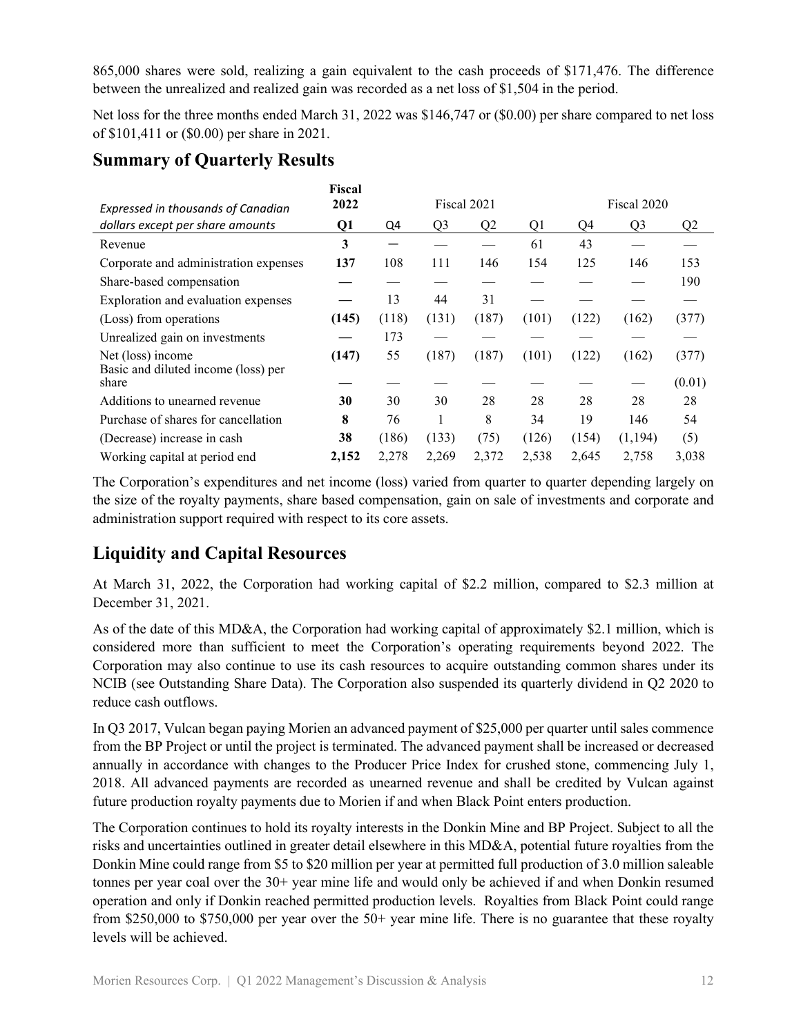865,000 shares were sold, realizing a gain equivalent to the cash proceeds of $171,476. The difference between the unrealized and realized gain was recorded as a net loss of $1,504 in the period.

Net loss for the three months ended March 31, 2022 was $146,747 or ($0.00) per share compared to net loss of $101,411 or ($0.00) per share in 2021.

## Summary of Quarterly Results

| *Expressed in thousands of Canadian dollars except per share amounts* | **Fiscal 2022** | Fiscal 2021 | | | | Fiscal 2020 | | |
|---|---|---|---|---|---|---|---|---|
| | **Q1** | Q4 | Q3 | Q2 | Q1 | Q4 | Q3 | Q2 |
| Revenue | **3** | — | — | — | 61 | 43 | — | — |
| Corporate and administration expenses | **137** | 108 | 111 | 146 | 154 | 125 | 146 | 153 |
| Share-based compensation | **—** | — | — | — | — | — | — | 190 |
| Exploration and evaluation expenses | **—** | 13 | 44 | 31 | — | — | — | — |
| (Loss) from operations | **(145)** | (118) | (131) | (187) | (101) | (122) | (162) | (377) |
| Unrealized gain on investments | **—** | 173 | — | — | — | — | — | — |
| Net (loss) income | **(147)** | 55 | (187) | (187) | (101) | (122) | (162) | (377) |
| Basic and diluted income (loss) per share | **—** | — | — | — | — | — | — | (0.01) |
| Additions to unearned revenue | **30** | 30 | 30 | 28 | 28 | 28 | 28 | 28 |
| Purchase of shares for cancellation | **8** | 76 | 1 | 8 | 34 | 19 | 146 | 54 |
| (Decrease) increase in cash | **38** | (186) | (133) | (75) | (126) | (154) | (1,194) | (5) |
| Working capital at period end | **2,152** | 2,278 | 2,269 | 2,372 | 2,538 | 2,645 | 2,758 | 3,038 |

The Corporation's expenditures and net income (loss) varied from quarter to quarter depending largely on the size of the royalty payments, share based compensation, gain on sale of investments and corporate and administration support required with respect to its core assets.

## Liquidity and Capital Resources

At March 31, 2022, the Corporation had working capital of $2.2 million, compared to $2.3 million at December 31, 2021.

As of the date of this MD&A, the Corporation had working capital of approximately $2.1 million, which is considered more than sufficient to meet the Corporation's operating requirements beyond 2022. The Corporation may also continue to use its cash resources to acquire outstanding common shares under its NCIB (see Outstanding Share Data). The Corporation also suspended its quarterly dividend in Q2 2020 to reduce cash outflows.

In Q3 2017, Vulcan began paying Morien an advanced payment of $25,000 per quarter until sales commence from the BP Project or until the project is terminated. The advanced payment shall be increased or decreased annually in accordance with changes to the Producer Price Index for crushed stone, commencing July 1, 2018. All advanced payments are recorded as unearned revenue and shall be credited by Vulcan against future production royalty payments due to Morien if and when Black Point enters production.

The Corporation continues to hold its royalty interests in the Donkin Mine and BP Project. Subject to all the risks and uncertainties outlined in greater detail elsewhere in this MD&A, potential future royalties from the Donkin Mine could range from $5 to $20 million per year at permitted full production of 3.0 million saleable tonnes per year coal over the 30+ year mine life and would only be achieved if and when Donkin resumed operation and only if Donkin reached permitted production levels. Royalties from Black Point could range from $250,000 to $750,000 per year over the 50+ year mine life. There is no guarantee that these royalty levels will be achieved.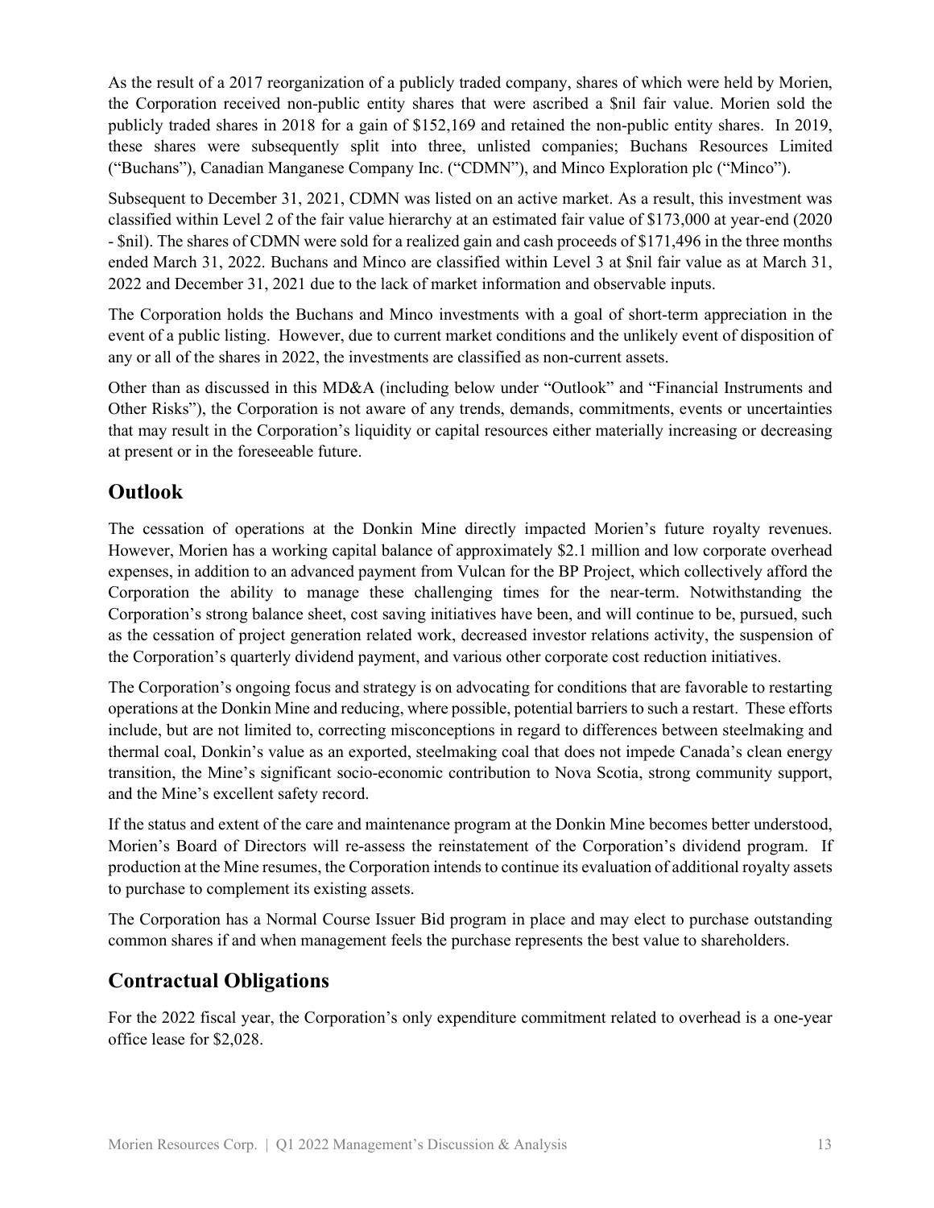As the result of a 2017 reorganization of a publicly traded company, shares of which were held by Morien, the Corporation received non-public entity shares that were ascribed a $nil fair value. Morien sold the publicly traded shares in 2018 for a gain of $152,169 and retained the non-public entity shares. In 2019, these shares were subsequently split into three, unlisted companies; Buchans Resources Limited ("Buchans"), Canadian Manganese Company Inc. ("CDMN"), and Minco Exploration plc ("Minco").

Subsequent to December 31, 2021, CDMN was listed on an active market. As a result, this investment was classified within Level 2 of the fair value hierarchy at an estimated fair value of $173,000 at year-end (2020 - $nil). The shares of CDMN were sold for a realized gain and cash proceeds of $171,496 in the three months ended March 31, 2022. Buchans and Minco are classified within Level 3 at $nil fair value as at March 31, 2022 and December 31, 2021 due to the lack of market information and observable inputs.

The Corporation holds the Buchans and Minco investments with a goal of short-term appreciation in the event of a public listing. However, due to current market conditions and the unlikely event of disposition of any or all of the shares in 2022, the investments are classified as non-current assets.

Other than as discussed in this MD&A (including below under "Outlook" and "Financial Instruments and Other Risks"), the Corporation is not aware of any trends, demands, commitments, events or uncertainties that may result in the Corporation's liquidity or capital resources either materially increasing or decreasing at present or in the foreseeable future.

## Outlook

The cessation of operations at the Donkin Mine directly impacted Morien's future royalty revenues. However, Morien has a working capital balance of approximately $2.1 million and low corporate overhead expenses, in addition to an advanced payment from Vulcan for the BP Project, which collectively afford the Corporation the ability to manage these challenging times for the near-term. Notwithstanding the Corporation's strong balance sheet, cost saving initiatives have been, and will continue to be, pursued, such as the cessation of project generation related work, decreased investor relations activity, the suspension of the Corporation's quarterly dividend payment, and various other corporate cost reduction initiatives.

The Corporation's ongoing focus and strategy is on advocating for conditions that are favorable to restarting operations at the Donkin Mine and reducing, where possible, potential barriers to such a restart. These efforts include, but are not limited to, correcting misconceptions in regard to differences between steelmaking and thermal coal, Donkin's value as an exported, steelmaking coal that does not impede Canada's clean energy transition, the Mine's significant socio-economic contribution to Nova Scotia, strong community support, and the Mine's excellent safety record.

If the status and extent of the care and maintenance program at the Donkin Mine becomes better understood, Morien's Board of Directors will re-assess the reinstatement of the Corporation's dividend program. If production at the Mine resumes, the Corporation intends to continue its evaluation of additional royalty assets to purchase to complement its existing assets.

The Corporation has a Normal Course Issuer Bid program in place and may elect to purchase outstanding common shares if and when management feels the purchase represents the best value to shareholders.

## Contractual Obligations

For the 2022 fiscal year, the Corporation's only expenditure commitment related to overhead is a one-year office lease for $2,028.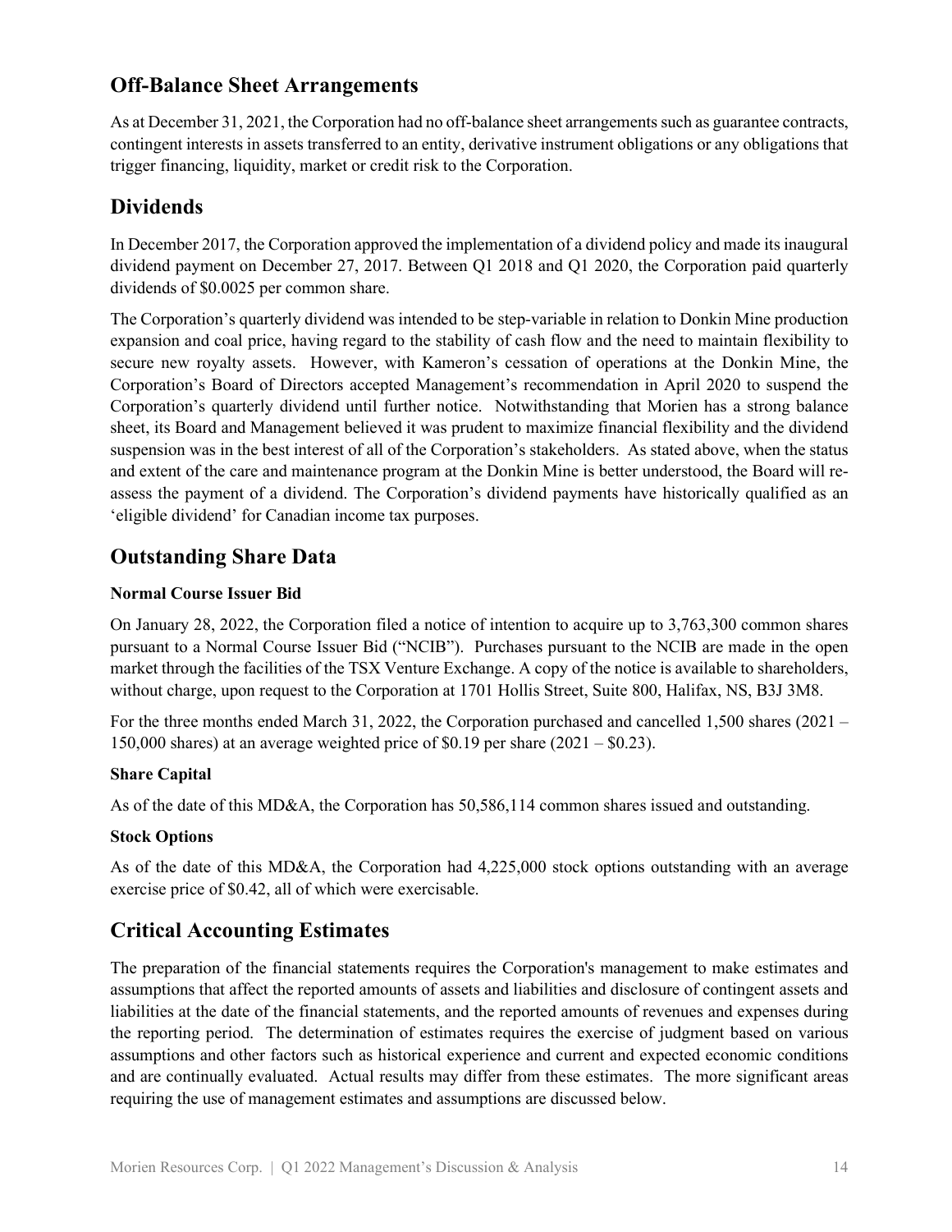## Off-Balance Sheet Arrangements

As at December 31, 2021, the Corporation had no off-balance sheet arrangements such as guarantee contracts, contingent interests in assets transferred to an entity, derivative instrument obligations or any obligations that trigger financing, liquidity, market or credit risk to the Corporation.

## Dividends

In December 2017, the Corporation approved the implementation of a dividend policy and made its inaugural dividend payment on December 27, 2017. Between Q1 2018 and Q1 2020, the Corporation paid quarterly dividends of $0.0025 per common share.

The Corporation's quarterly dividend was intended to be step-variable in relation to Donkin Mine production expansion and coal price, having regard to the stability of cash flow and the need to maintain flexibility to secure new royalty assets. However, with Kameron's cessation of operations at the Donkin Mine, the Corporation's Board of Directors accepted Management's recommendation in April 2020 to suspend the Corporation's quarterly dividend until further notice. Notwithstanding that Morien has a strong balance sheet, its Board and Management believed it was prudent to maximize financial flexibility and the dividend suspension was in the best interest of all of the Corporation's stakeholders. As stated above, when the status and extent of the care and maintenance program at the Donkin Mine is better understood, the Board will re-assess the payment of a dividend. The Corporation's dividend payments have historically qualified as an 'eligible dividend' for Canadian income tax purposes.

## Outstanding Share Data

**Normal Course Issuer Bid**

On January 28, 2022, the Corporation filed a notice of intention to acquire up to 3,763,300 common shares pursuant to a Normal Course Issuer Bid ("NCIB"). Purchases pursuant to the NCIB are made in the open market through the facilities of the TSX Venture Exchange. A copy of the notice is available to shareholders, without charge, upon request to the Corporation at 1701 Hollis Street, Suite 800, Halifax, NS, B3J 3M8.

For the three months ended March 31, 2022, the Corporation purchased and cancelled 1,500 shares (2021 – 150,000 shares) at an average weighted price of $0.19 per share (2021 – $0.23).

**Share Capital**

As of the date of this MD&A, the Corporation has 50,586,114 common shares issued and outstanding.

**Stock Options**

As of the date of this MD&A, the Corporation had 4,225,000 stock options outstanding with an average exercise price of $0.42, all of which were exercisable.

## Critical Accounting Estimates

The preparation of the financial statements requires the Corporation's management to make estimates and assumptions that affect the reported amounts of assets and liabilities and disclosure of contingent assets and liabilities at the date of the financial statements, and the reported amounts of revenues and expenses during the reporting period. The determination of estimates requires the exercise of judgment based on various assumptions and other factors such as historical experience and current and expected economic conditions and are continually evaluated. Actual results may differ from these estimates. The more significant areas requiring the use of management estimates and assumptions are discussed below.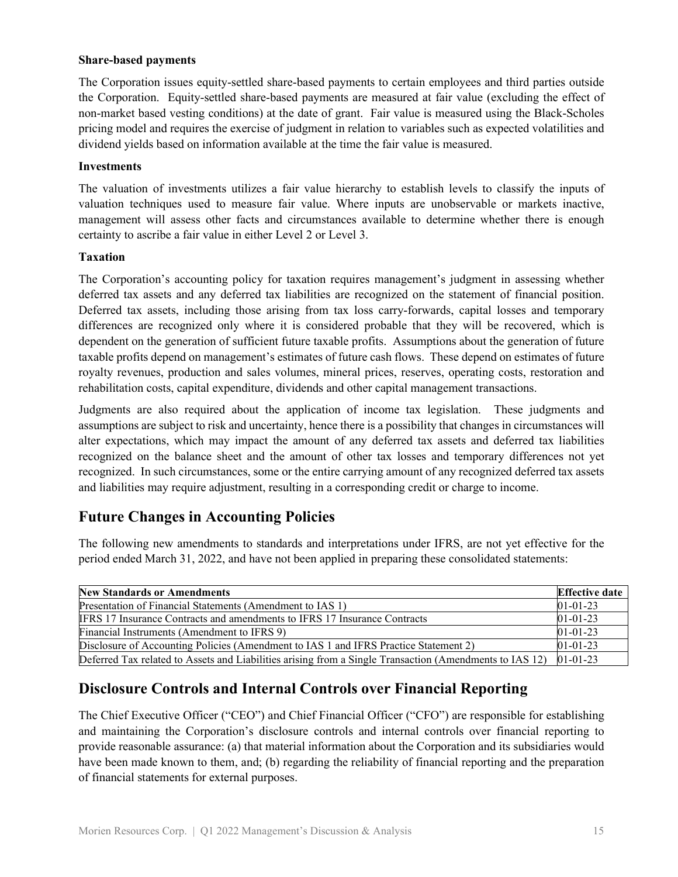**Share-based payments**

The Corporation issues equity-settled share-based payments to certain employees and third parties outside the Corporation. Equity-settled share-based payments are measured at fair value (excluding the effect of non-market based vesting conditions) at the date of grant. Fair value is measured using the Black-Scholes pricing model and requires the exercise of judgment in relation to variables such as expected volatilities and dividend yields based on information available at the time the fair value is measured.

**Investments**

The valuation of investments utilizes a fair value hierarchy to establish levels to classify the inputs of valuation techniques used to measure fair value. Where inputs are unobservable or markets inactive, management will assess other facts and circumstances available to determine whether there is enough certainty to ascribe a fair value in either Level 2 or Level 3.

**Taxation**

The Corporation's accounting policy for taxation requires management's judgment in assessing whether deferred tax assets and any deferred tax liabilities are recognized on the statement of financial position. Deferred tax assets, including those arising from tax loss carry-forwards, capital losses and temporary differences are recognized only where it is considered probable that they will be recovered, which is dependent on the generation of sufficient future taxable profits. Assumptions about the generation of future taxable profits depend on management's estimates of future cash flows. These depend on estimates of future royalty revenues, production and sales volumes, mineral prices, reserves, operating costs, restoration and rehabilitation costs, capital expenditure, dividends and other capital management transactions.

Judgments are also required about the application of income tax legislation. These judgments and assumptions are subject to risk and uncertainty, hence there is a possibility that changes in circumstances will alter expectations, which may impact the amount of any deferred tax assets and deferred tax liabilities recognized on the balance sheet and the amount of other tax losses and temporary differences not yet recognized. In such circumstances, some or the entire carrying amount of any recognized deferred tax assets and liabilities may require adjustment, resulting in a corresponding credit or charge to income.

## Future Changes in Accounting Policies

The following new amendments to standards and interpretations under IFRS, are not yet effective for the period ended March 31, 2022, and have not been applied in preparing these consolidated statements:

| New Standards or Amendments | Effective date |
|---|---|
| Presentation of Financial Statements (Amendment to IAS 1) | 01-01-23 |
| IFRS 17 Insurance Contracts and amendments to IFRS 17 Insurance Contracts | 01-01-23 |
| Financial Instruments (Amendment to IFRS 9) | 01-01-23 |
| Disclosure of Accounting Policies (Amendment to IAS 1 and IFRS Practice Statement 2) | 01-01-23 |
| Deferred Tax related to Assets and Liabilities arising from a Single Transaction (Amendments to IAS 12) | 01-01-23 |

## Disclosure Controls and Internal Controls over Financial Reporting

The Chief Executive Officer ("CEO") and Chief Financial Officer ("CFO") are responsible for establishing and maintaining the Corporation's disclosure controls and internal controls over financial reporting to provide reasonable assurance: (a) that material information about the Corporation and its subsidiaries would have been made known to them, and; (b) regarding the reliability of financial reporting and the preparation of financial statements for external purposes.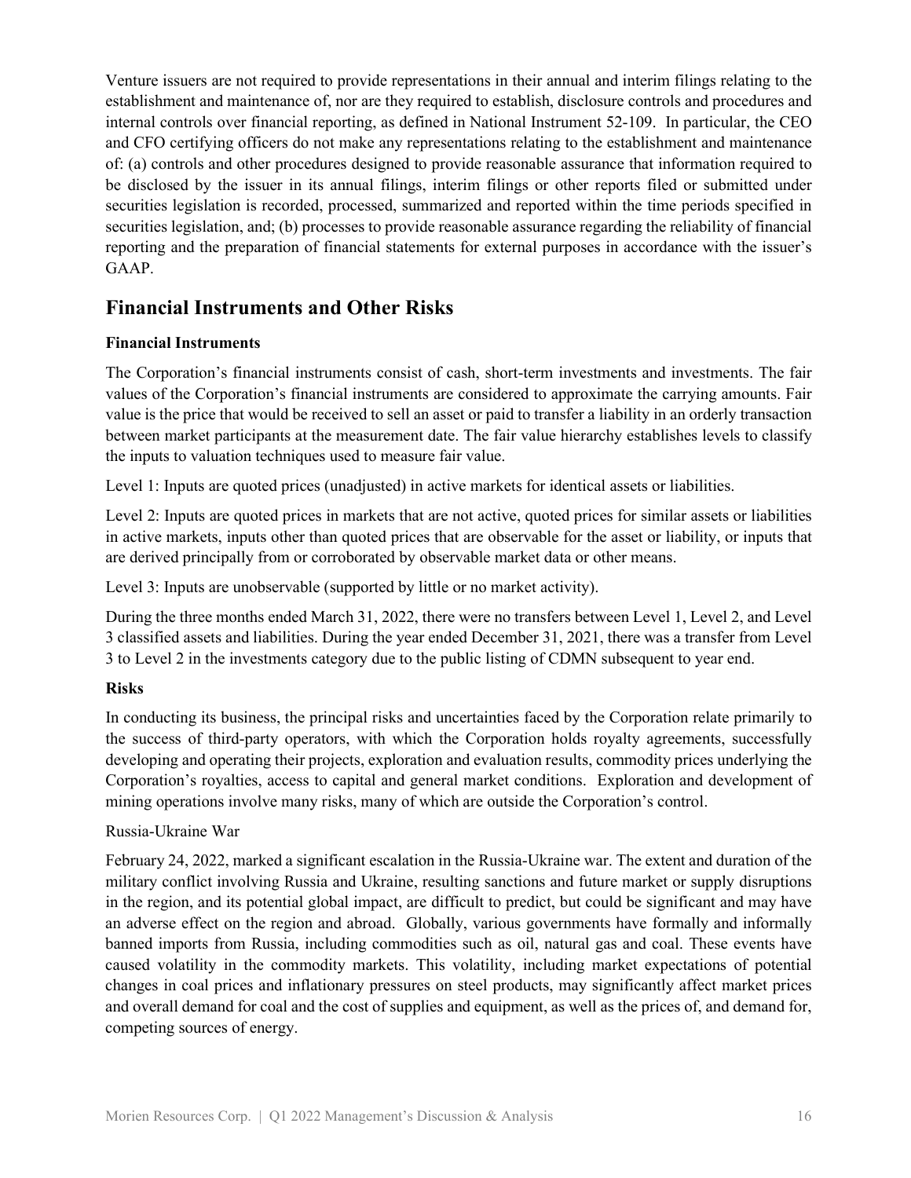Venture issuers are not required to provide representations in their annual and interim filings relating to the establishment and maintenance of, nor are they required to establish, disclosure controls and procedures and internal controls over financial reporting, as defined in National Instrument 52-109. In particular, the CEO and CFO certifying officers do not make any representations relating to the establishment and maintenance of: (a) controls and other procedures designed to provide reasonable assurance that information required to be disclosed by the issuer in its annual filings, interim filings or other reports filed or submitted under securities legislation is recorded, processed, summarized and reported within the time periods specified in securities legislation, and; (b) processes to provide reasonable assurance regarding the reliability of financial reporting and the preparation of financial statements for external purposes in accordance with the issuer's GAAP.

## Financial Instruments and Other Risks

**Financial Instruments**

The Corporation's financial instruments consist of cash, short-term investments and investments. The fair values of the Corporation's financial instruments are considered to approximate the carrying amounts. Fair value is the price that would be received to sell an asset or paid to transfer a liability in an orderly transaction between market participants at the measurement date. The fair value hierarchy establishes levels to classify the inputs to valuation techniques used to measure fair value.

Level 1: Inputs are quoted prices (unadjusted) in active markets for identical assets or liabilities.

Level 2: Inputs are quoted prices in markets that are not active, quoted prices for similar assets or liabilities in active markets, inputs other than quoted prices that are observable for the asset or liability, or inputs that are derived principally from or corroborated by observable market data or other means.

Level 3: Inputs are unobservable (supported by little or no market activity).

During the three months ended March 31, 2022, there were no transfers between Level 1, Level 2, and Level 3 classified assets and liabilities. During the year ended December 31, 2021, there was a transfer from Level 3 to Level 2 in the investments category due to the public listing of CDMN subsequent to year end.

**Risks**

In conducting its business, the principal risks and uncertainties faced by the Corporation relate primarily to the success of third-party operators, with which the Corporation holds royalty agreements, successfully developing and operating their projects, exploration and evaluation results, commodity prices underlying the Corporation's royalties, access to capital and general market conditions. Exploration and development of mining operations involve many risks, many of which are outside the Corporation's control.

Russia-Ukraine War

February 24, 2022, marked a significant escalation in the Russia-Ukraine war. The extent and duration of the military conflict involving Russia and Ukraine, resulting sanctions and future market or supply disruptions in the region, and its potential global impact, are difficult to predict, but could be significant and may have an adverse effect on the region and abroad. Globally, various governments have formally and informally banned imports from Russia, including commodities such as oil, natural gas and coal. These events have caused volatility in the commodity markets. This volatility, including market expectations of potential changes in coal prices and inflationary pressures on steel products, may significantly affect market prices and overall demand for coal and the cost of supplies and equipment, as well as the prices of, and demand for, competing sources of energy.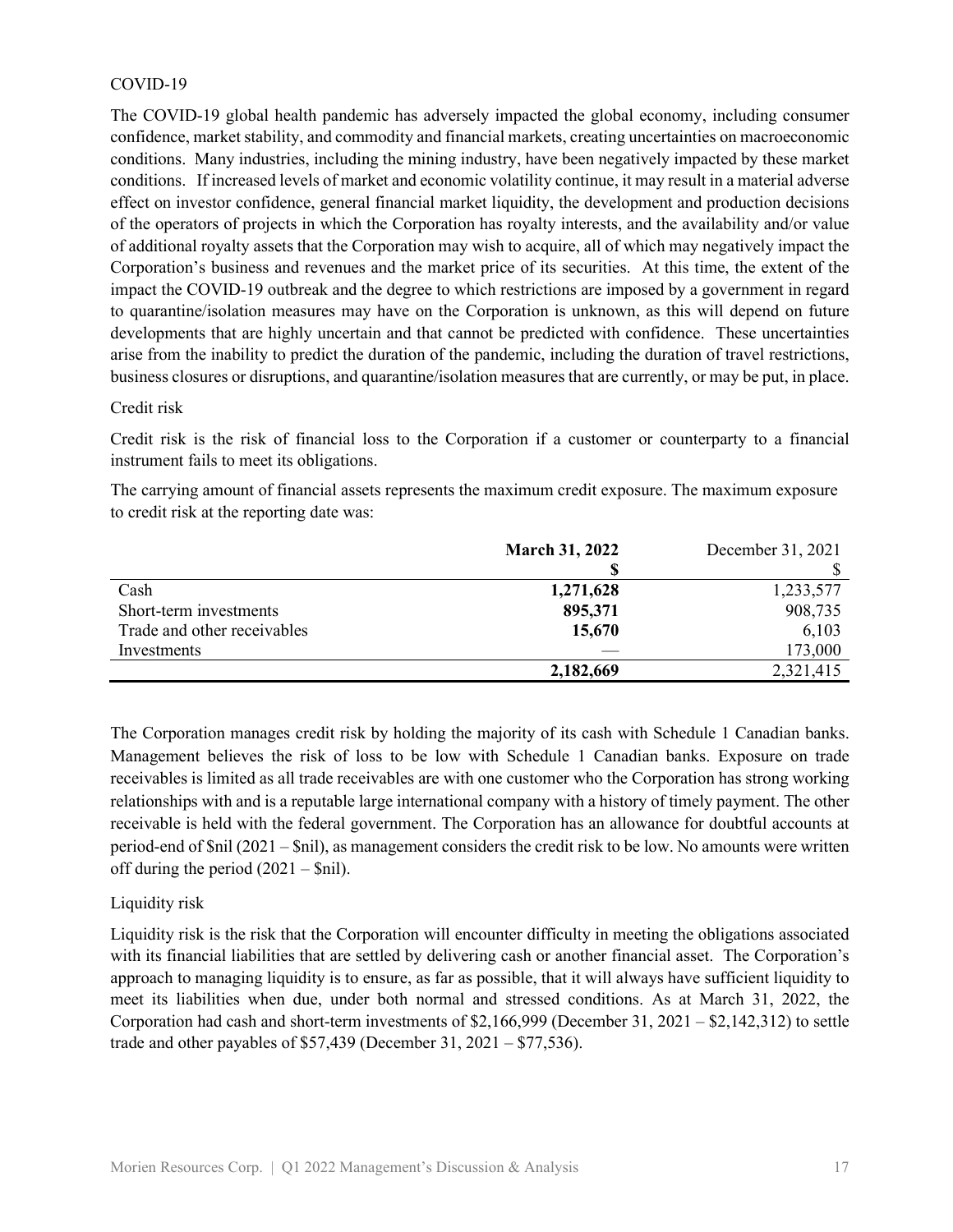COVID-19

The COVID-19 global health pandemic has adversely impacted the global economy, including consumer confidence, market stability, and commodity and financial markets, creating uncertainties on macroeconomic conditions. Many industries, including the mining industry, have been negatively impacted by these market conditions. If increased levels of market and economic volatility continue, it may result in a material adverse effect on investor confidence, general financial market liquidity, the development and production decisions of the operators of projects in which the Corporation has royalty interests, and the availability and/or value of additional royalty assets that the Corporation may wish to acquire, all of which may negatively impact the Corporation's business and revenues and the market price of its securities. At this time, the extent of the impact the COVID-19 outbreak and the degree to which restrictions are imposed by a government in regard to quarantine/isolation measures may have on the Corporation is unknown, as this will depend on future developments that are highly uncertain and that cannot be predicted with confidence. These uncertainties arise from the inability to predict the duration of the pandemic, including the duration of travel restrictions, business closures or disruptions, and quarantine/isolation measures that are currently, or may be put, in place.

Credit risk

Credit risk is the risk of financial loss to the Corporation if a customer or counterparty to a financial instrument fails to meet its obligations.

The carrying amount of financial assets represents the maximum credit exposure. The maximum exposure to credit risk at the reporting date was:

| | **March 31, 2022** | December 31, 2021 |
|---|---|---|
| | **$** | $ |
| Cash | **1,271,628** | 1,233,577 |
| Short-term investments | **895,371** | 908,735 |
| Trade and other receivables | **15,670** | 6,103 |
| Investments | — | 173,000 |
| | **2,182,669** | 2,321,415 |

The Corporation manages credit risk by holding the majority of its cash with Schedule 1 Canadian banks. Management believes the risk of loss to be low with Schedule 1 Canadian banks. Exposure on trade receivables is limited as all trade receivables are with one customer who the Corporation has strong working relationships with and is a reputable large international company with a history of timely payment. The other receivable is held with the federal government. The Corporation has an allowance for doubtful accounts at period-end of $nil (2021 – $nil), as management considers the credit risk to be low. No amounts were written off during the period (2021 – $nil).

Liquidity risk

Liquidity risk is the risk that the Corporation will encounter difficulty in meeting the obligations associated with its financial liabilities that are settled by delivering cash or another financial asset. The Corporation's approach to managing liquidity is to ensure, as far as possible, that it will always have sufficient liquidity to meet its liabilities when due, under both normal and stressed conditions. As at March 31, 2022, the Corporation had cash and short-term investments of $2,166,999 (December 31, 2021 – $2,142,312) to settle trade and other payables of $57,439 (December 31, 2021 – $77,536).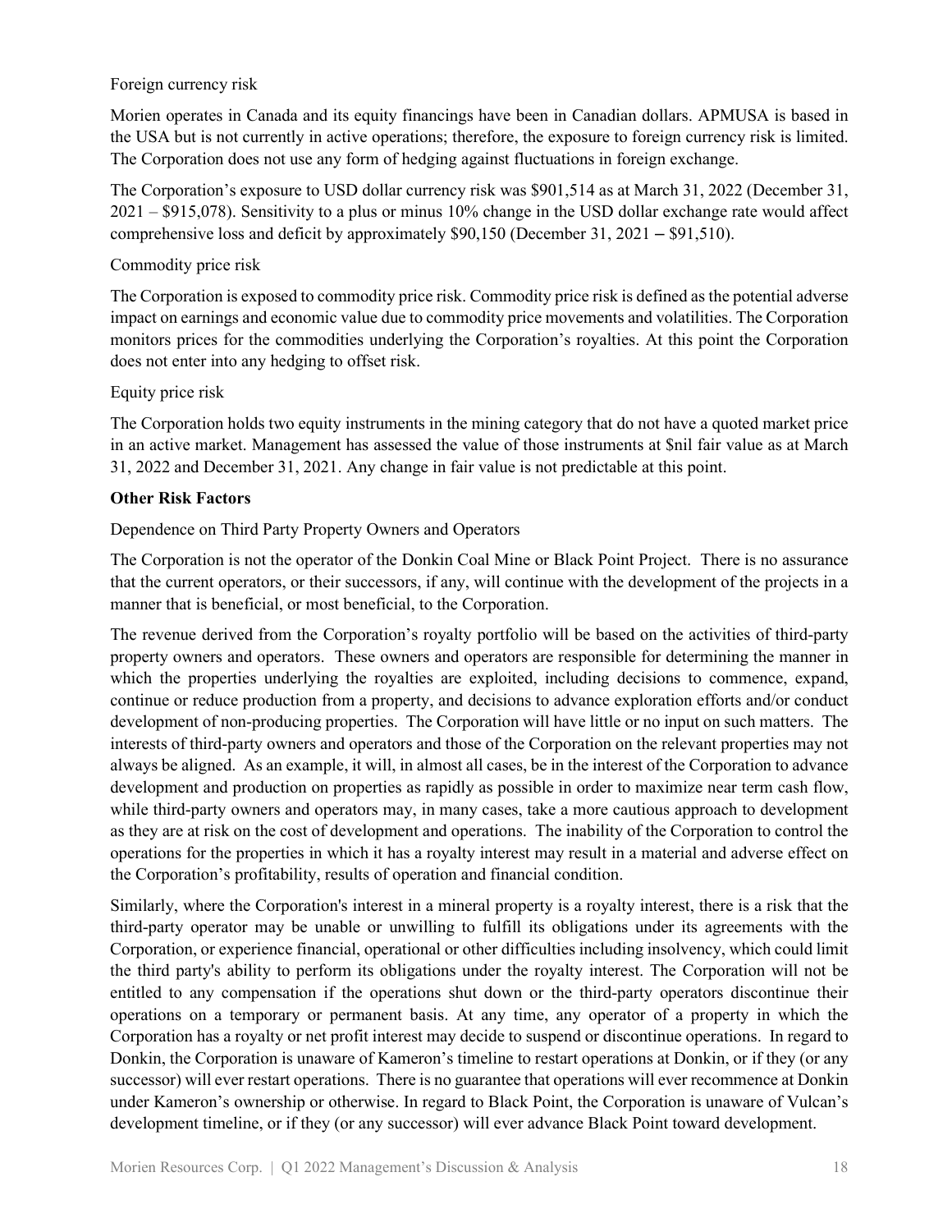Foreign currency risk

Morien operates in Canada and its equity financings have been in Canadian dollars. APMUSA is based in the USA but is not currently in active operations; therefore, the exposure to foreign currency risk is limited. The Corporation does not use any form of hedging against fluctuations in foreign exchange.

The Corporation's exposure to USD dollar currency risk was $901,514 as at March 31, 2022 (December 31, 2021 – $915,078). Sensitivity to a plus or minus 10% change in the USD dollar exchange rate would affect comprehensive loss and deficit by approximately $90,150 (December 31, 2021 – $91,510).

Commodity price risk

The Corporation is exposed to commodity price risk. Commodity price risk is defined as the potential adverse impact on earnings and economic value due to commodity price movements and volatilities. The Corporation monitors prices for the commodities underlying the Corporation's royalties. At this point the Corporation does not enter into any hedging to offset risk.

Equity price risk

The Corporation holds two equity instruments in the mining category that do not have a quoted market price in an active market. Management has assessed the value of those instruments at $nil fair value as at March 31, 2022 and December 31, 2021. Any change in fair value is not predictable at this point.

**Other Risk Factors**

Dependence on Third Party Property Owners and Operators

The Corporation is not the operator of the Donkin Coal Mine or Black Point Project. There is no assurance that the current operators, or their successors, if any, will continue with the development of the projects in a manner that is beneficial, or most beneficial, to the Corporation.

The revenue derived from the Corporation's royalty portfolio will be based on the activities of third-party property owners and operators. These owners and operators are responsible for determining the manner in which the properties underlying the royalties are exploited, including decisions to commence, expand, continue or reduce production from a property, and decisions to advance exploration efforts and/or conduct development of non-producing properties. The Corporation will have little or no input on such matters. The interests of third-party owners and operators and those of the Corporation on the relevant properties may not always be aligned. As an example, it will, in almost all cases, be in the interest of the Corporation to advance development and production on properties as rapidly as possible in order to maximize near term cash flow, while third-party owners and operators may, in many cases, take a more cautious approach to development as they are at risk on the cost of development and operations. The inability of the Corporation to control the operations for the properties in which it has a royalty interest may result in a material and adverse effect on the Corporation's profitability, results of operation and financial condition.

Similarly, where the Corporation's interest in a mineral property is a royalty interest, there is a risk that the third-party operator may be unable or unwilling to fulfill its obligations under its agreements with the Corporation, or experience financial, operational or other difficulties including insolvency, which could limit the third party's ability to perform its obligations under the royalty interest. The Corporation will not be entitled to any compensation if the operations shut down or the third-party operators discontinue their operations on a temporary or permanent basis. At any time, any operator of a property in which the Corporation has a royalty or net profit interest may decide to suspend or discontinue operations. In regard to Donkin, the Corporation is unaware of Kameron's timeline to restart operations at Donkin, or if they (or any successor) will ever restart operations. There is no guarantee that operations will ever recommence at Donkin under Kameron's ownership or otherwise. In regard to Black Point, the Corporation is unaware of Vulcan's development timeline, or if they (or any successor) will ever advance Black Point toward development.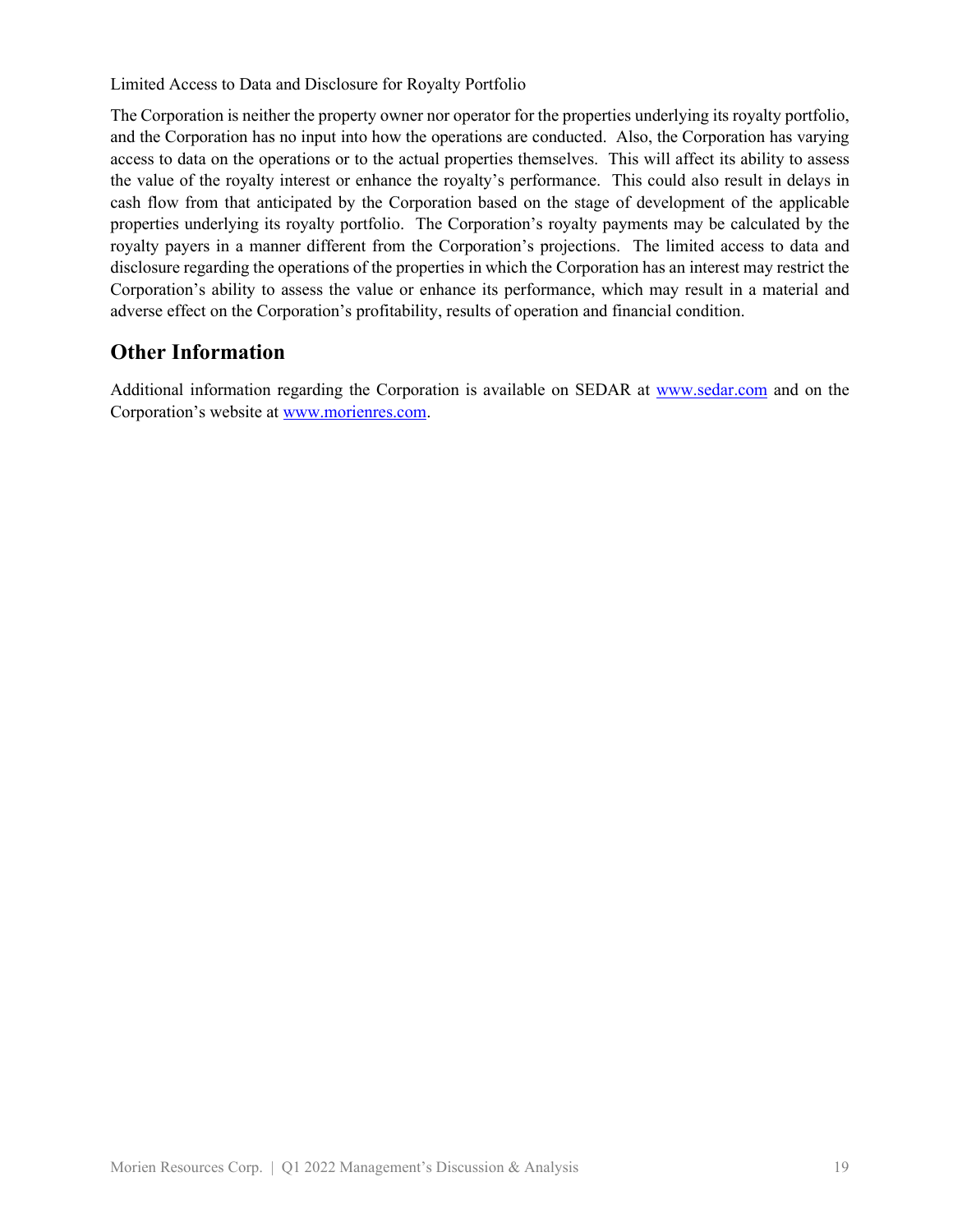Limited Access to Data and Disclosure for Royalty Portfolio

The Corporation is neither the property owner nor operator for the properties underlying its royalty portfolio, and the Corporation has no input into how the operations are conducted. Also, the Corporation has varying access to data on the operations or to the actual properties themselves. This will affect its ability to assess the value of the royalty interest or enhance the royalty's performance. This could also result in delays in cash flow from that anticipated by the Corporation based on the stage of development of the applicable properties underlying its royalty portfolio. The Corporation's royalty payments may be calculated by the royalty payers in a manner different from the Corporation's projections. The limited access to data and disclosure regarding the operations of the properties in which the Corporation has an interest may restrict the Corporation's ability to assess the value or enhance its performance, which may result in a material and adverse effect on the Corporation's profitability, results of operation and financial condition.

## Other Information

Additional information regarding the Corporation is available on SEDAR at www.sedar.com and on the Corporation's website at www.morienres.com.